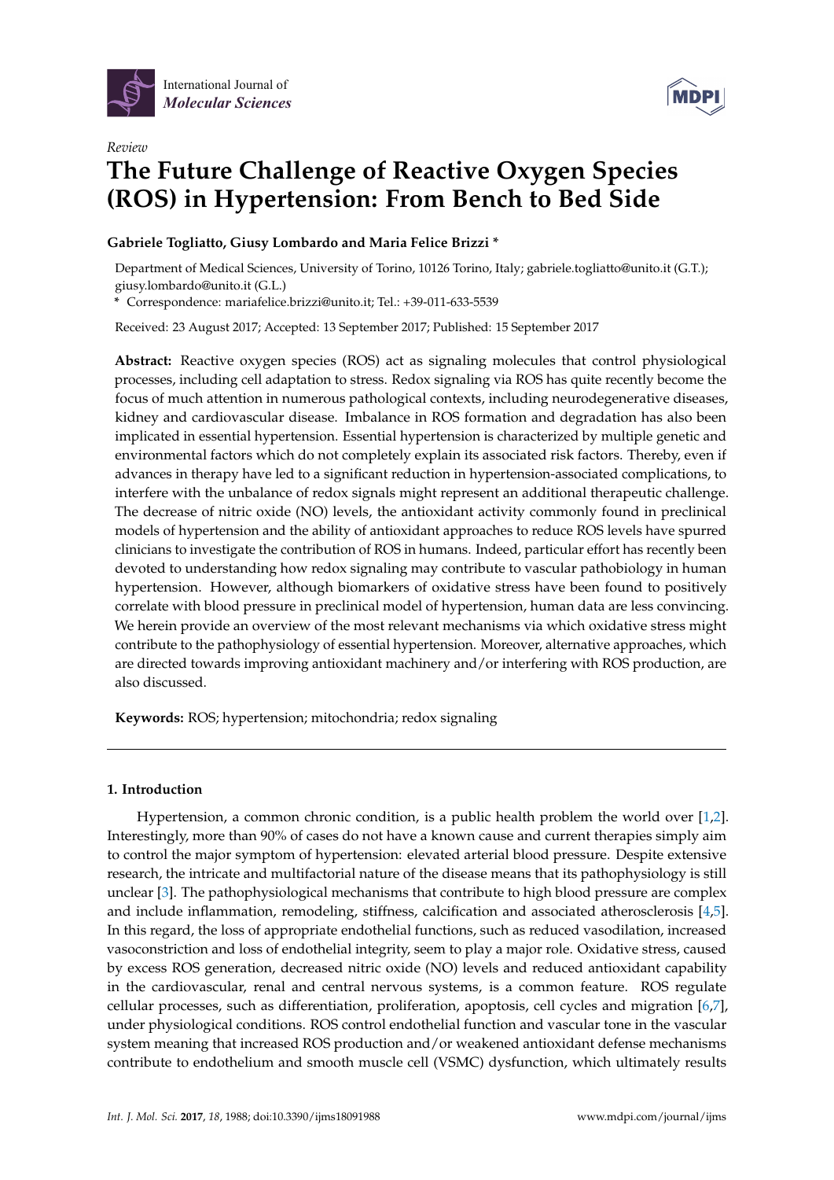International Journal of *Molecular Sciences*

*Review*

# The Future Challenge of Reactive Oxygen Species (ROS) in Hypertension: From Bench to Bed Side

**Gabriele Togliatto, Giusy Lombardo and Maria Felice Brizzi ***

Department of Medical Sciences, University of Torino, 10126 Torino, Italy; gabriele.togliatto@unito.it (G.T.); giusy.lombardo@unito.it (G.L.)

* Correspondence: mariafelice.brizzi@unito.it; Tel.: +39-011-633-5539

Received: 23 August 2017; Accepted: 13 September 2017; Published: 15 September 2017

**Abstract:** Reactive oxygen species (ROS) act as signaling molecules that control physiological processes, including cell adaptation to stress. Redox signaling via ROS has quite recently become the focus of much attention in numerous pathological contexts, including neurodegenerative diseases, kidney and cardiovascular disease. Imbalance in ROS formation and degradation has also been implicated in essential hypertension. Essential hypertension is characterized by multiple genetic and environmental factors which do not completely explain its associated risk factors. Thereby, even if advances in therapy have led to a significant reduction in hypertension-associated complications, to interfere with the unbalance of redox signals might represent an additional therapeutic challenge. The decrease of nitric oxide (NO) levels, the antioxidant activity commonly found in preclinical models of hypertension and the ability of antioxidant approaches to reduce ROS levels have spurred clinicians to investigate the contribution of ROS in humans. Indeed, particular effort has recently been devoted to understanding how redox signaling may contribute to vascular pathobiology in human hypertension. However, although biomarkers of oxidative stress have been found to positively correlate with blood pressure in preclinical model of hypertension, human data are less convincing. We herein provide an overview of the most relevant mechanisms via which oxidative stress might contribute to the pathophysiology of essential hypertension. Moreover, alternative approaches, which are directed towards improving antioxidant machinery and/or interfering with ROS production, are also discussed.

**Keywords:** ROS; hypertension; mitochondria; redox signaling

## 1. Introduction

Hypertension, a common chronic condition, is a public health problem the world over [1,2]. Interestingly, more than 90% of cases do not have a known cause and current therapies simply aim to control the major symptom of hypertension: elevated arterial blood pressure. Despite extensive research, the intricate and multifactorial nature of the disease means that its pathophysiology is still unclear [3]. The pathophysiological mechanisms that contribute to high blood pressure are complex and include inflammation, remodeling, stiffness, calcification and associated atherosclerosis [4,5]. In this regard, the loss of appropriate endothelial functions, such as reduced vasodilation, increased vasoconstriction and loss of endothelial integrity, seem to play a major role. Oxidative stress, caused by excess ROS generation, decreased nitric oxide (NO) levels and reduced antioxidant capability in the cardiovascular, renal and central nervous systems, is a common feature. ROS regulate cellular processes, such as differentiation, proliferation, apoptosis, cell cycles and migration [6,7], under physiological conditions. ROS control endothelial function and vascular tone in the vascular system meaning that increased ROS production and/or weakened antioxidant defense mechanisms contribute to endothelium and smooth muscle cell (VSMC) dysfunction, which ultimately results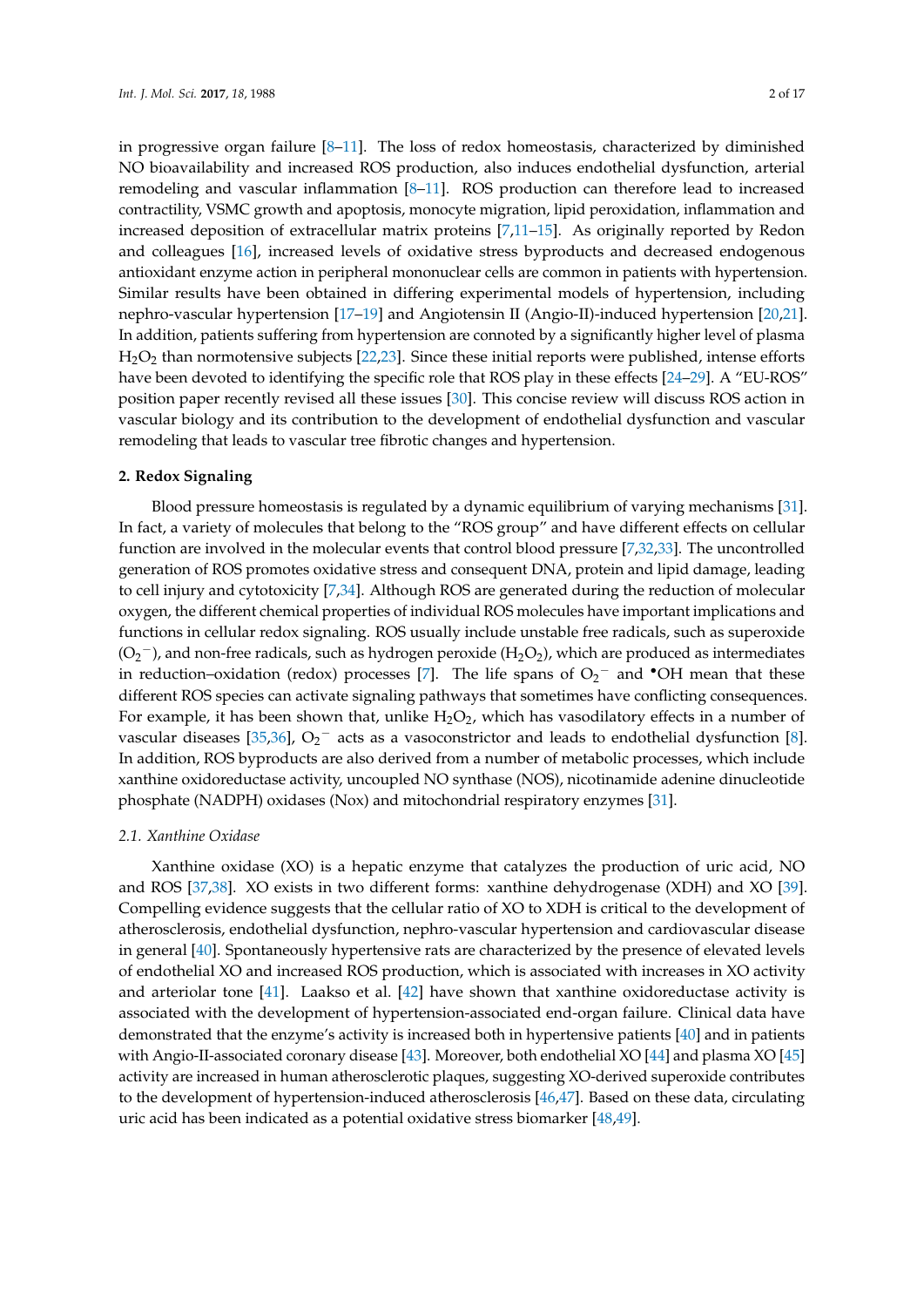in progressive organ failure [8–11]. The loss of redox homeostasis, characterized by diminished NO bioavailability and increased ROS production, also induces endothelial dysfunction, arterial remodeling and vascular inflammation [8–11]. ROS production can therefore lead to increased contractility, VSMC growth and apoptosis, monocyte migration, lipid peroxidation, inflammation and increased deposition of extracellular matrix proteins [7,11–15]. As originally reported by Redon and colleagues [16], increased levels of oxidative stress byproducts and decreased endogenous antioxidant enzyme action in peripheral mononuclear cells are common in patients with hypertension. Similar results have been obtained in differing experimental models of hypertension, including nephro-vascular hypertension [17–19] and Angiotensin II (Angio-II)-induced hypertension [20,21]. In addition, patients suffering from hypertension are connoted by a significantly higher level of plasma $H_2O_2$ than normotensive subjects [22,23]. Since these initial reports were published, intense efforts have been devoted to identifying the specific role that ROS play in these effects [24–29]. A "EU-ROS" position paper recently revised all these issues [30]. This concise review will discuss ROS action in vascular biology and its contribution to the development of endothelial dysfunction and vascular remodeling that leads to vascular tree fibrotic changes and hypertension.

## 2. Redox Signaling

Blood pressure homeostasis is regulated by a dynamic equilibrium of varying mechanisms [31]. In fact, a variety of molecules that belong to the "ROS group" and have different effects on cellular function are involved in the molecular events that control blood pressure [7,32,33]. The uncontrolled generation of ROS promotes oxidative stress and consequent DNA, protein and lipid damage, leading to cell injury and cytotoxicity [7,34]. Although ROS are generated during the reduction of molecular oxygen, the different chemical properties of individual ROS molecules have important implications and functions in cellular redox signaling. ROS usually include unstable free radicals, such as superoxide ($O_2^-$), and non-free radicals, such as hydrogen peroxide ($H_2O_2$), which are produced as intermediates in reduction–oxidation (redox) processes [7]. The life spans of $O_2^-$ and $^{\bullet}OH$ mean that these different ROS species can activate signaling pathways that sometimes have conflicting consequences. For example, it has been shown that, unlike $H_2O_2$, which has vasodilatory effects in a number of vascular diseases [35,36], $O_2^-$ acts as a vasoconstrictor and leads to endothelial dysfunction [8]. In addition, ROS byproducts are also derived from a number of metabolic processes, which include xanthine oxidoreductase activity, uncoupled NO synthase (NOS), nicotinamide adenine dinucleotide phosphate (NADPH) oxidases (Nox) and mitochondrial respiratory enzymes [31].

### 2.1. Xanthine Oxidase

Xanthine oxidase (XO) is a hepatic enzyme that catalyzes the production of uric acid, NO and ROS [37,38]. XO exists in two different forms: xanthine dehydrogenase (XDH) and XO [39]. Compelling evidence suggests that the cellular ratio of XO to XDH is critical to the development of atherosclerosis, endothelial dysfunction, nephro-vascular hypertension and cardiovascular disease in general [40]. Spontaneously hypertensive rats are characterized by the presence of elevated levels of endothelial XO and increased ROS production, which is associated with increases in XO activity and arteriolar tone [41]. Laakso et al. [42] have shown that xanthine oxidoreductase activity is associated with the development of hypertension-associated end-organ failure. Clinical data have demonstrated that the enzyme's activity is increased both in hypertensive patients [40] and in patients with Angio-II-associated coronary disease [43]. Moreover, both endothelial XO [44] and plasma XO [45] activity are increased in human atherosclerotic plaques, suggesting XO-derived superoxide contributes to the development of hypertension-induced atherosclerosis [46,47]. Based on these data, circulating uric acid has been indicated as a potential oxidative stress biomarker [48,49].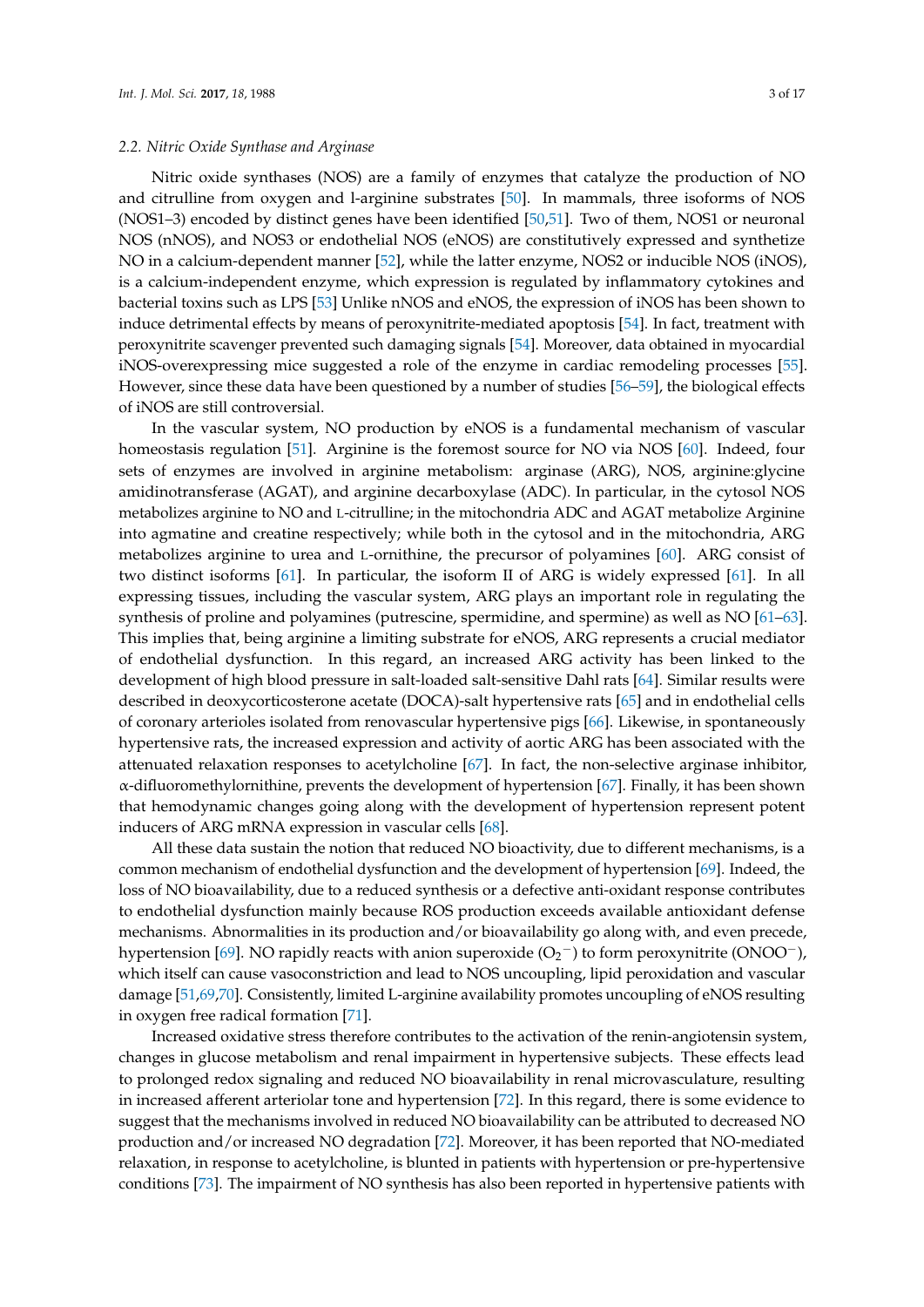### 2.2. Nitric Oxide Synthase and Arginase

Nitric oxide synthases (NOS) are a family of enzymes that catalyze the production of NO and citrulline from oxygen and l-arginine substrates [50]. In mammals, three isoforms of NOS (NOS1–3) encoded by distinct genes have been identified [50,51]. Two of them, NOS1 or neuronal NOS (nNOS), and NOS3 or endothelial NOS (eNOS) are constitutively expressed and synthetize NO in a calcium-dependent manner [52], while the latter enzyme, NOS2 or inducible NOS (iNOS), is a calcium-independent enzyme, which expression is regulated by inflammatory cytokines and bacterial toxins such as LPS [53] Unlike nNOS and eNOS, the expression of iNOS has been shown to induce detrimental effects by means of peroxynitrite-mediated apoptosis [54]. In fact, treatment with peroxynitrite scavenger prevented such damaging signals [54]. Moreover, data obtained in myocardial iNOS-overexpressing mice suggested a role of the enzyme in cardiac remodeling processes [55]. However, since these data have been questioned by a number of studies [56–59], the biological effects of iNOS are still controversial.

In the vascular system, NO production by eNOS is a fundamental mechanism of vascular homeostasis regulation [51]. Arginine is the foremost source for NO via NOS [60]. Indeed, four sets of enzymes are involved in arginine metabolism: arginase (ARG), NOS, arginine:glycine amidinotransferase (AGAT), and arginine decarboxylase (ADC). In particular, in the cytosol NOS metabolizes arginine to NO and L-citrulline; in the mitochondria ADC and AGAT metabolize Arginine into agmatine and creatine respectively; while both in the cytosol and in the mitochondria, ARG metabolizes arginine to urea and L-ornithine, the precursor of polyamines [60]. ARG consist of two distinct isoforms [61]. In particular, the isoform II of ARG is widely expressed [61]. In all expressing tissues, including the vascular system, ARG plays an important role in regulating the synthesis of proline and polyamines (putrescine, spermidine, and spermine) as well as NO [61–63]. This implies that, being arginine a limiting substrate for eNOS, ARG represents a crucial mediator of endothelial dysfunction. In this regard, an increased ARG activity has been linked to the development of high blood pressure in salt-loaded salt-sensitive Dahl rats [64]. Similar results were described in deoxycorticosterone acetate (DOCA)-salt hypertensive rats [65] and in endothelial cells of coronary arterioles isolated from renovascular hypertensive pigs [66]. Likewise, in spontaneously hypertensive rats, the increased expression and activity of aortic ARG has been associated with the attenuated relaxation responses to acetylcholine [67]. In fact, the non-selective arginase inhibitor, α-difluoromethylornithine, prevents the development of hypertension [67]. Finally, it has been shown that hemodynamic changes going along with the development of hypertension represent potent inducers of ARG mRNA expression in vascular cells [68].

All these data sustain the notion that reduced NO bioactivity, due to different mechanisms, is a common mechanism of endothelial dysfunction and the development of hypertension [69]. Indeed, the loss of NO bioavailability, due to a reduced synthesis or a defective anti-oxidant response contributes to endothelial dysfunction mainly because ROS production exceeds available antioxidant defense mechanisms. Abnormalities in its production and/or bioavailability go along with, and even precede, hypertension [69]. NO rapidly reacts with anion superoxide ($O_2^-$) to form peroxynitrite ($ONOO^-$), which itself can cause vasoconstriction and lead to NOS uncoupling, lipid peroxidation and vascular damage [51,69,70]. Consistently, limited L-arginine availability promotes uncoupling of eNOS resulting in oxygen free radical formation [71].

Increased oxidative stress therefore contributes to the activation of the renin-angiotensin system, changes in glucose metabolism and renal impairment in hypertensive subjects. These effects lead to prolonged redox signaling and reduced NO bioavailability in renal microvasculature, resulting in increased afferent arteriolar tone and hypertension [72]. In this regard, there is some evidence to suggest that the mechanisms involved in reduced NO bioavailability can be attributed to decreased NO production and/or increased NO degradation [72]. Moreover, it has been reported that NO-mediated relaxation, in response to acetylcholine, is blunted in patients with hypertension or pre-hypertensive conditions [73]. The impairment of NO synthesis has also been reported in hypertensive patients with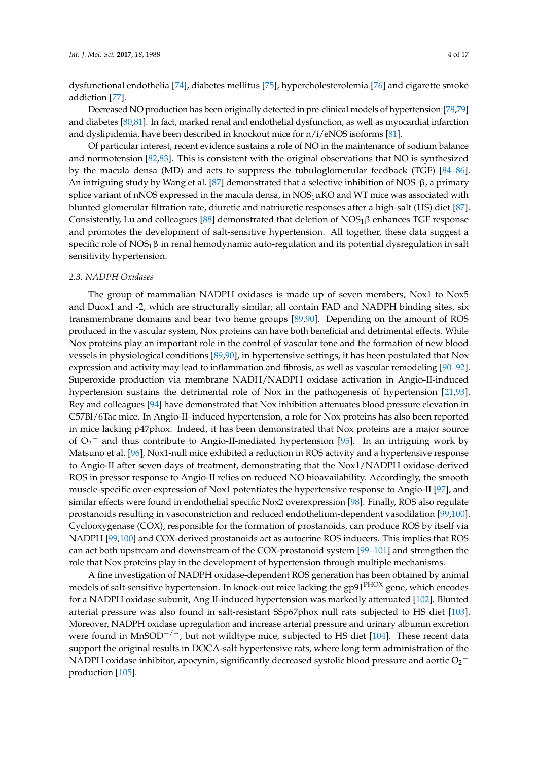dysfunctional endothelia [74], diabetes mellitus [75], hypercholesterolemia [76] and cigarette smoke addiction [77].

Decreased NO production has been originally detected in pre-clinical models of hypertension [78,79] and diabetes [80,81]. In fact, marked renal and endothelial dysfunction, as well as myocardial infarction and dyslipidemia, have been described in knockout mice for n/i/eNOS isoforms [81].

Of particular interest, recent evidence sustains a role of NO in the maintenance of sodium balance and normotension [82,83]. This is consistent with the original observations that NO is synthesized by the macula densa (MD) and acts to suppress the tubuloglomerular feedback (TGF) [84–86]. An intriguing study by Wang et al. [87] demonstrated that a selective inhibition of $NOS_1\beta$, a primary splice variant of nNOS expressed in the macula densa, in $NOS_1\alpha$KO and WT mice was associated with blunted glomerular filtration rate, diuretic and natriuretic responses after a high-salt (HS) diet [87]. Consistently, Lu and colleagues [88] demonstrated that deletion of $NOS_1\beta$ enhances TGF response and promotes the development of salt-sensitive hypertension. All together, these data suggest a specific role of $NOS_1\beta$ in renal hemodynamic auto-regulation and its potential dysregulation in salt sensitivity hypertension.

### 2.3. NADPH Oxidases

The group of mammalian NADPH oxidases is made up of seven members, Nox1 to Nox5 and Duox1 and -2, which are structurally similar; all contain FAD and NADPH binding sites, six transmembrane domains and bear two heme groups [89,90]. Depending on the amount of ROS produced in the vascular system, Nox proteins can have both beneficial and detrimental effects. While Nox proteins play an important role in the control of vascular tone and the formation of new blood vessels in physiological conditions [89,90], in hypertensive settings, it has been postulated that Nox expression and activity may lead to inflammation and fibrosis, as well as vascular remodeling [90–92]. Superoxide production via membrane NADH/NADPH oxidase activation in Angio-II-induced hypertension sustains the detrimental role of Nox in the pathogenesis of hypertension [21,93]. Rey and colleagues [94] have demonstrated that Nox inhibition attenuates blood pressure elevation in C57Bl/6Tac mice. In Angio-II–induced hypertension, a role for Nox proteins has also been reported in mice lacking p47phox. Indeed, it has been demonstrated that Nox proteins are a major source of $O_2^-$ and thus contribute to Angio-II-mediated hypertension [95]. In an intriguing work by Matsuno et al. [96], Nox1-null mice exhibited a reduction in ROS activity and a hypertensive response to Angio-II after seven days of treatment, demonstrating that the Nox1/NADPH oxidase-derived ROS in pressor response to Angio-II relies on reduced NO bioavailability. Accordingly, the smooth muscle-specific over-expression of Nox1 potentiates the hypertensive response to Angio-II [97], and similar effects were found in endothelial specific Nox2 overexpression [98]. Finally, ROS also regulate prostanoids resulting in vasoconstriction and reduced endothelium-dependent vasodilation [99,100]. Cyclooxygenase (COX), responsible for the formation of prostanoids, can produce ROS by itself via NADPH [99,100] and COX-derived prostanoids act as autocrine ROS inducers. This implies that ROS can act both upstream and downstream of the COX-prostanoid system [99–101] and strengthen the role that Nox proteins play in the development of hypertension through multiple mechanisms.

A fine investigation of NADPH oxidase-dependent ROS generation has been obtained by animal models of salt-sensitive hypertension. In knock-out mice lacking the $gp91^{PHOX}$ gene, which encodes for a NADPH oxidase subunit, Ang II-induced hypertension was markedly attenuated [102]. Blunted arterial pressure was also found in salt-resistant SSp67phox null rats subjected to HS diet [103]. Moreover, NADPH oxidase upregulation and increase arterial pressure and urinary albumin excretion were found in $MnSOD^{-/-}$, but not wildtype mice, subjected to HS diet [104]. These recent data support the original results in DOCA-salt hypertensive rats, where long term administration of the NADPH oxidase inhibitor, apocynin, significantly decreased systolic blood pressure and aortic $O_2^-$ production [105].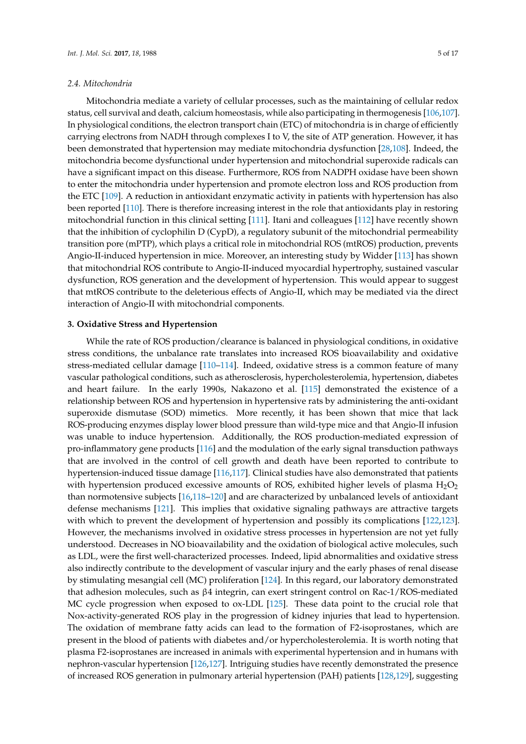### 2.4. Mitochondria

Mitochondria mediate a variety of cellular processes, such as the maintaining of cellular redox status, cell survival and death, calcium homeostasis, while also participating in thermogenesis [106,107]. In physiological conditions, the electron transport chain (ETC) of mitochondria is in charge of efficiently carrying electrons from NADH through complexes I to V, the site of ATP generation. However, it has been demonstrated that hypertension may mediate mitochondria dysfunction [28,108]. Indeed, the mitochondria become dysfunctional under hypertension and mitochondrial superoxide radicals can have a significant impact on this disease. Furthermore, ROS from NADPH oxidase have been shown to enter the mitochondria under hypertension and promote electron loss and ROS production from the ETC [109]. A reduction in antioxidant enzymatic activity in patients with hypertension has also been reported [110]. There is therefore increasing interest in the role that antioxidants play in restoring mitochondrial function in this clinical setting [111]. Itani and colleagues [112] have recently shown that the inhibition of cyclophilin D (CypD), a regulatory subunit of the mitochondrial permeability transition pore (mPTP), which plays a critical role in mitochondrial ROS (mtROS) production, prevents Angio-II-induced hypertension in mice. Moreover, an interesting study by Widder [113] has shown that mitochondrial ROS contribute to Angio-II-induced myocardial hypertrophy, sustained vascular dysfunction, ROS generation and the development of hypertension. This would appear to suggest that mtROS contribute to the deleterious effects of Angio-II, which may be mediated via the direct interaction of Angio-II with mitochondrial components.

## 3. Oxidative Stress and Hypertension

While the rate of ROS production/clearance is balanced in physiological conditions, in oxidative stress conditions, the unbalance rate translates into increased ROS bioavailability and oxidative stress-mediated cellular damage [110–114]. Indeed, oxidative stress is a common feature of many vascular pathological conditions, such as atherosclerosis, hypercholesterolemia, hypertension, diabetes and heart failure. In the early 1990s, Nakazono et al. [115] demonstrated the existence of a relationship between ROS and hypertension in hypertensive rats by administering the anti-oxidant superoxide dismutase (SOD) mimetics. More recently, it has been shown that mice that lack ROS-producing enzymes display lower blood pressure than wild-type mice and that Angio-II infusion was unable to induce hypertension. Additionally, the ROS production-mediated expression of pro-inflammatory gene products [116] and the modulation of the early signal transduction pathways that are involved in the control of cell growth and death have been reported to contribute to hypertension-induced tissue damage [116,117]. Clinical studies have also demonstrated that patients with hypertension produced excessive amounts of ROS, exhibited higher levels of plasma $H_2O_2$ than normotensive subjects [16,118–120] and are characterized by unbalanced levels of antioxidant defense mechanisms [121]. This implies that oxidative signaling pathways are attractive targets with which to prevent the development of hypertension and possibly its complications [122,123]. However, the mechanisms involved in oxidative stress processes in hypertension are not yet fully understood. Decreases in NO bioavailability and the oxidation of biological active molecules, such as LDL, were the first well-characterized processes. Indeed, lipid abnormalities and oxidative stress also indirectly contribute to the development of vascular injury and the early phases of renal disease by stimulating mesangial cell (MC) proliferation [124]. In this regard, our laboratory demonstrated that adhesion molecules, such as β4 integrin, can exert stringent control on Rac-1/ROS-mediated MC cycle progression when exposed to ox-LDL [125]. These data point to the crucial role that Nox-activity-generated ROS play in the progression of kidney injuries that lead to hypertension. The oxidation of membrane fatty acids can lead to the formation of F2-isoprostanes, which are present in the blood of patients with diabetes and/or hypercholesterolemia. It is worth noting that plasma F2-isoprostanes are increased in animals with experimental hypertension and in humans with nephron-vascular hypertension [126,127]. Intriguing studies have recently demonstrated the presence of increased ROS generation in pulmonary arterial hypertension (PAH) patients [128,129], suggesting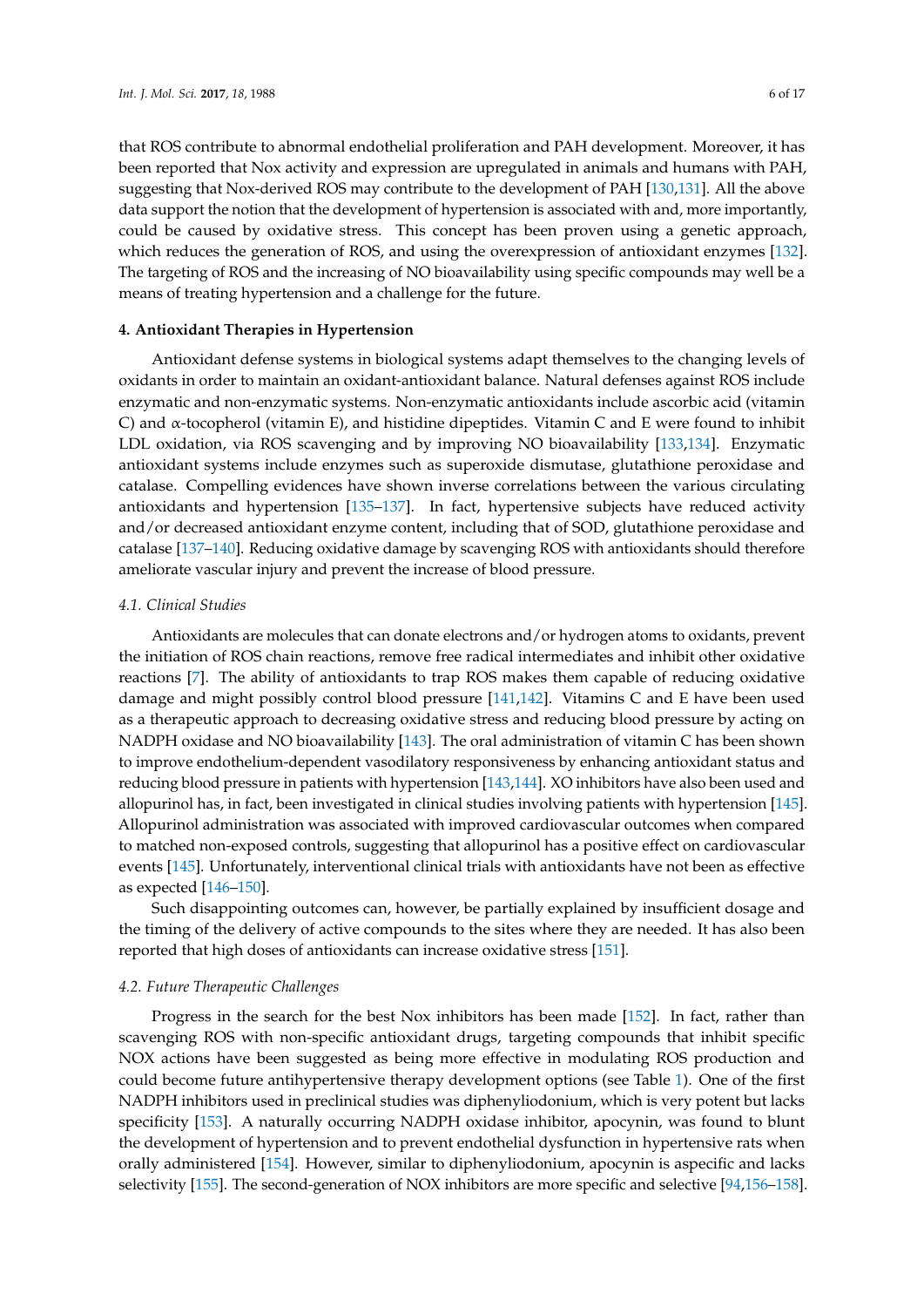that ROS contribute to abnormal endothelial proliferation and PAH development. Moreover, it has been reported that Nox activity and expression are upregulated in animals and humans with PAH, suggesting that Nox-derived ROS may contribute to the development of PAH [130,131]. All the above data support the notion that the development of hypertension is associated with and, more importantly, could be caused by oxidative stress. This concept has been proven using a genetic approach, which reduces the generation of ROS, and using the overexpression of antioxidant enzymes [132]. The targeting of ROS and the increasing of NO bioavailability using specific compounds may well be a means of treating hypertension and a challenge for the future.

## 4. Antioxidant Therapies in Hypertension

Antioxidant defense systems in biological systems adapt themselves to the changing levels of oxidants in order to maintain an oxidant-antioxidant balance. Natural defenses against ROS include enzymatic and non-enzymatic systems. Non-enzymatic antioxidants include ascorbic acid (vitamin C) and α-tocopherol (vitamin E), and histidine dipeptides. Vitamin C and E were found to inhibit LDL oxidation, via ROS scavenging and by improving NO bioavailability [133,134]. Enzymatic antioxidant systems include enzymes such as superoxide dismutase, glutathione peroxidase and catalase. Compelling evidences have shown inverse correlations between the various circulating antioxidants and hypertension [135–137]. In fact, hypertensive subjects have reduced activity and/or decreased antioxidant enzyme content, including that of SOD, glutathione peroxidase and catalase [137–140]. Reducing oxidative damage by scavenging ROS with antioxidants should therefore ameliorate vascular injury and prevent the increase of blood pressure.

### *4.1. Clinical Studies*

Antioxidants are molecules that can donate electrons and/or hydrogen atoms to oxidants, prevent the initiation of ROS chain reactions, remove free radical intermediates and inhibit other oxidative reactions [7]. The ability of antioxidants to trap ROS makes them capable of reducing oxidative damage and might possibly control blood pressure [141,142]. Vitamins C and E have been used as a therapeutic approach to decreasing oxidative stress and reducing blood pressure by acting on NADPH oxidase and NO bioavailability [143]. The oral administration of vitamin C has been shown to improve endothelium-dependent vasodilatory responsiveness by enhancing antioxidant status and reducing blood pressure in patients with hypertension [143,144]. XO inhibitors have also been used and allopurinol has, in fact, been investigated in clinical studies involving patients with hypertension [145]. Allopurinol administration was associated with improved cardiovascular outcomes when compared to matched non-exposed controls, suggesting that allopurinol has a positive effect on cardiovascular events [145]. Unfortunately, interventional clinical trials with antioxidants have not been as effective as expected [146–150].

Such disappointing outcomes can, however, be partially explained by insufficient dosage and the timing of the delivery of active compounds to the sites where they are needed. It has also been reported that high doses of antioxidants can increase oxidative stress [151].

### *4.2. Future Therapeutic Challenges*

Progress in the search for the best Nox inhibitors has been made [152]. In fact, rather than scavenging ROS with non-specific antioxidant drugs, targeting compounds that inhibit specific NOX actions have been suggested as being more effective in modulating ROS production and could become future antihypertensive therapy development options (see Table 1). One of the first NADPH inhibitors used in preclinical studies was diphenyliodonium, which is very potent but lacks specificity [153]. A naturally occurring NADPH oxidase inhibitor, apocynin, was found to blunt the development of hypertension and to prevent endothelial dysfunction in hypertensive rats when orally administered [154]. However, similar to diphenyliodonium, apocynin is aspecific and lacks selectivity [155]. The second-generation of NOX inhibitors are more specific and selective [94,156–158].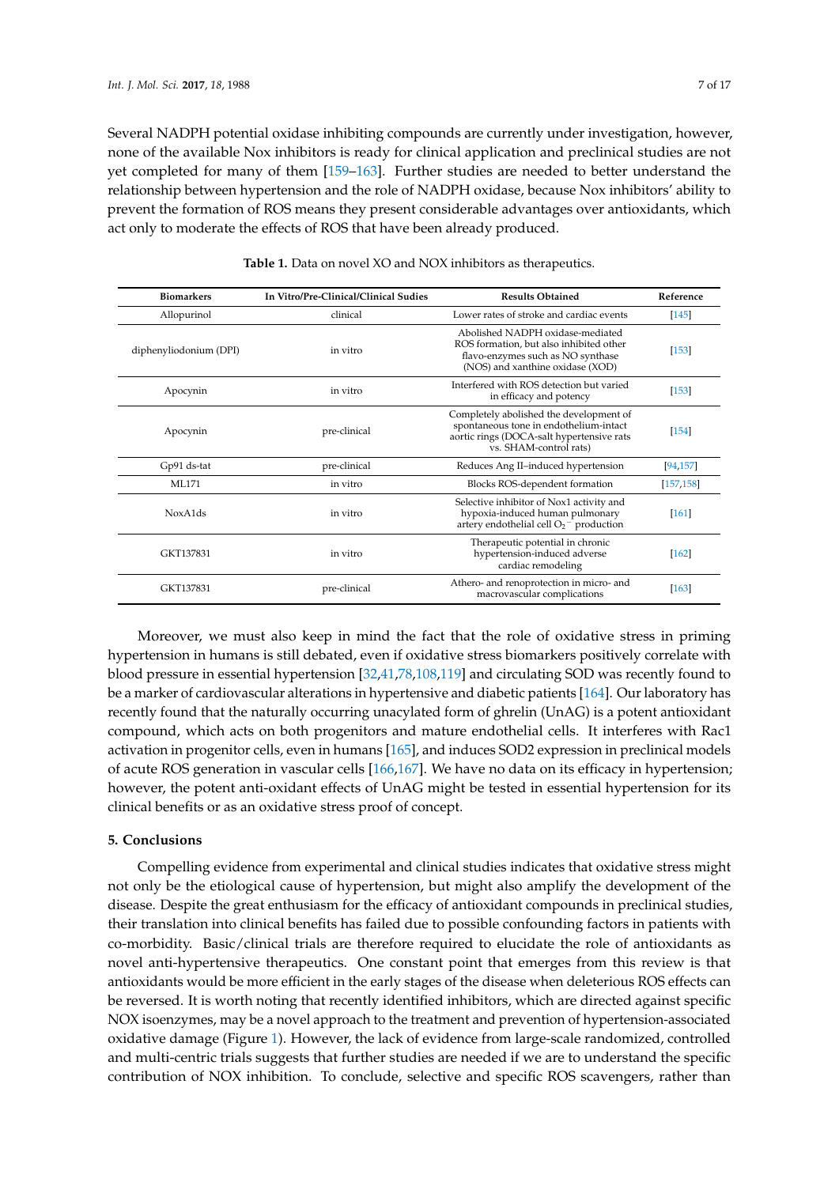Several NADPH potential oxidase inhibiting compounds are currently under investigation, however, none of the available Nox inhibitors is ready for clinical application and preclinical studies are not yet completed for many of them [159–163]. Further studies are needed to better understand the relationship between hypertension and the role of NADPH oxidase, because Nox inhibitors' ability to prevent the formation of ROS means they present considerable advantages over antioxidants, which act only to moderate the effects of ROS that have been already produced.

**Table 1.** Data on novel XO and NOX inhibitors as therapeutics.

| Biomarkers | In Vitro/Pre-Clinical/Clinical Sudies | Results Obtained | Reference |
|---|---|---|---|
| Allopurinol | clinical | Lower rates of stroke and cardiac events | [145] |
| diphenyliodonium (DPI) | in vitro | Abolished NADPH oxidase-mediated ROS formation, but also inhibited other flavo-enzymes such as NO synthase (NOS) and xanthine oxidase (XOD) | [153] |
| Apocynin | in vitro | Interfered with ROS detection but varied in efficacy and potency | [153] |
| Apocynin | pre-clinical | Completely abolished the development of spontaneous tone in endothelium-intact aortic rings (DOCA-salt hypertensive rats vs. SHAM-control rats) | [154] |
| Gp91 ds-tat | pre-clinical | Reduces Ang II–induced hypertension | [94,157] |
| ML171 | in vitro | Blocks ROS-dependent formation | [157,158] |
| NoxA1ds | in vitro | Selective inhibitor of Nox1 activity and hypoxia-induced human pulmonary artery endothelial cell $O_2^-$ production | [161] |
| GKT137831 | in vitro | Therapeutic potential in chronic hypertension-induced adverse cardiac remodeling | [162] |
| GKT137831 | pre-clinical | Athero- and renoprotection in micro- and macrovascular complications | [163] |

Moreover, we must also keep in mind the fact that the role of oxidative stress in priming hypertension in humans is still debated, even if oxidative stress biomarkers positively correlate with blood pressure in essential hypertension [32,41,78,108,119] and circulating SOD was recently found to be a marker of cardiovascular alterations in hypertensive and diabetic patients [164]. Our laboratory has recently found that the naturally occurring unacylated form of ghrelin (UnAG) is a potent antioxidant compound, which acts on both progenitors and mature endothelial cells. It interferes with Rac1 activation in progenitor cells, even in humans [165], and induces SOD2 expression in preclinical models of acute ROS generation in vascular cells [166,167]. We have no data on its efficacy in hypertension; however, the potent anti-oxidant effects of UnAG might be tested in essential hypertension for its clinical benefits or as an oxidative stress proof of concept.

## 5. Conclusions

Compelling evidence from experimental and clinical studies indicates that oxidative stress might not only be the etiological cause of hypertension, but might also amplify the development of the disease. Despite the great enthusiasm for the efficacy of antioxidant compounds in preclinical studies, their translation into clinical benefits has failed due to possible confounding factors in patients with co-morbidity. Basic/clinical trials are therefore required to elucidate the role of antioxidants as novel anti-hypertensive therapeutics. One constant point that emerges from this review is that antioxidants would be more efficient in the early stages of the disease when deleterious ROS effects can be reversed. It is worth noting that recently identified inhibitors, which are directed against specific NOX isoenzymes, may be a novel approach to the treatment and prevention of hypertension-associated oxidative damage (Figure 1). However, the lack of evidence from large-scale randomized, controlled and multi-centric trials suggests that further studies are needed if we are to understand the specific contribution of NOX inhibition. To conclude, selective and specific ROS scavengers, rather than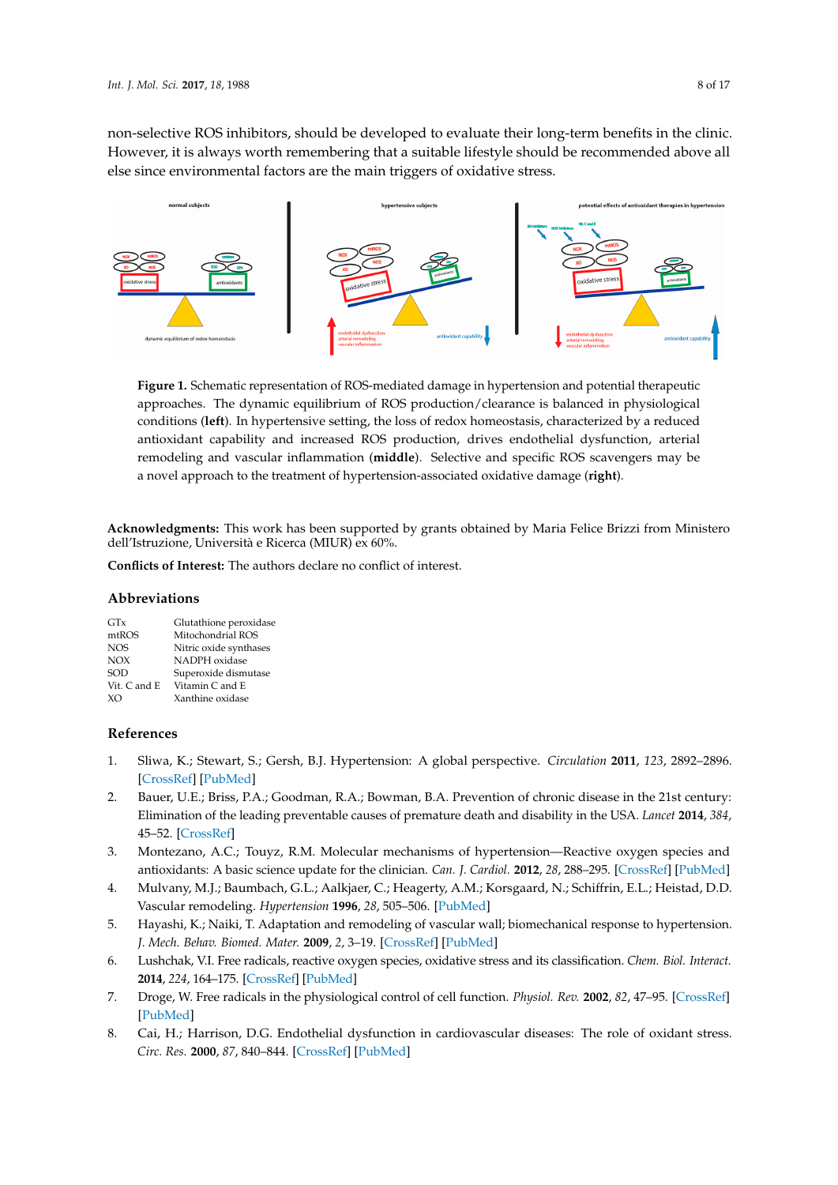non-selective ROS inhibitors, should be developed to evaluate their long-term benefits in the clinic. However, it is always worth remembering that a suitable lifestyle should be recommended above all else since environmental factors are the main triggers of oxidative stress.

**Figure 1.** Schematic representation of ROS-mediated damage in hypertension and potential therapeutic approaches. The dynamic equilibrium of ROS production/clearance is balanced in physiological conditions (**left**). In hypertensive setting, the loss of redox homeostasis, characterized by a reduced antioxidant capability and increased ROS production, drives endothelial dysfunction, arterial remodeling and vascular inflammation (**middle**). Selective and specific ROS scavengers may be a novel approach to the treatment of hypertension-associated oxidative damage (**right**).

**Acknowledgments:** This work has been supported by grants obtained by Maria Felice Brizzi from Ministero dell'Istruzione, Università e Ricerca (MIUR) ex 60%.

**Conflicts of Interest:** The authors declare no conflict of interest.

## Abbreviations

| | |
|---|---|
| GTx | Glutathione peroxidase |
| mtROS | Mitochondrial ROS |
| NOS | Nitric oxide synthases |
| NOX | NADPH oxidase |
| SOD | Superoxide dismutase |
| Vit. C and E | Vitamin C and E |
| XO | Xanthine oxidase |

## References

1. Sliwa, K.; Stewart, S.; Gersh, B.J. Hypertension: A global perspective. *Circulation* **2011**, *123*, 2892–2896. [CrossRef] [PubMed]
2. Bauer, U.E.; Briss, P.A.; Goodman, R.A.; Bowman, B.A. Prevention of chronic disease in the 21st century: Elimination of the leading preventable causes of premature death and disability in the USA. *Lancet* **2014**, *384*, 45–52. [CrossRef]
3. Montezano, A.C.; Touyz, R.M. Molecular mechanisms of hypertension—Reactive oxygen species and antioxidants: A basic science update for the clinician. *Can. J. Cardiol.* **2012**, *28*, 288–295. [CrossRef] [PubMed]
4. Mulvany, M.J.; Baumbach, G.L.; Aalkjaer, C.; Heagerty, A.M.; Korsgaard, N.; Schiffrin, E.L.; Heistad, D.D. Vascular remodeling. *Hypertension* **1996**, *28*, 505–506. [PubMed]
5. Hayashi, K.; Naiki, T. Adaptation and remodeling of vascular wall; biomechanical response to hypertension. *J. Mech. Behav. Biomed. Mater.* **2009**, *2*, 3–19. [CrossRef] [PubMed]
6. Lushchak, V.I. Free radicals, reactive oxygen species, oxidative stress and its classification. *Chem. Biol. Interact.* **2014**, *224*, 164–175. [CrossRef] [PubMed]
7. Droge, W. Free radicals in the physiological control of cell function. *Physiol. Rev.* **2002**, *82*, 47–95. [CrossRef] [PubMed]
8. Cai, H.; Harrison, D.G. Endothelial dysfunction in cardiovascular diseases: The role of oxidant stress. *Circ. Res.* **2000**, *87*, 840–844. [CrossRef] [PubMed]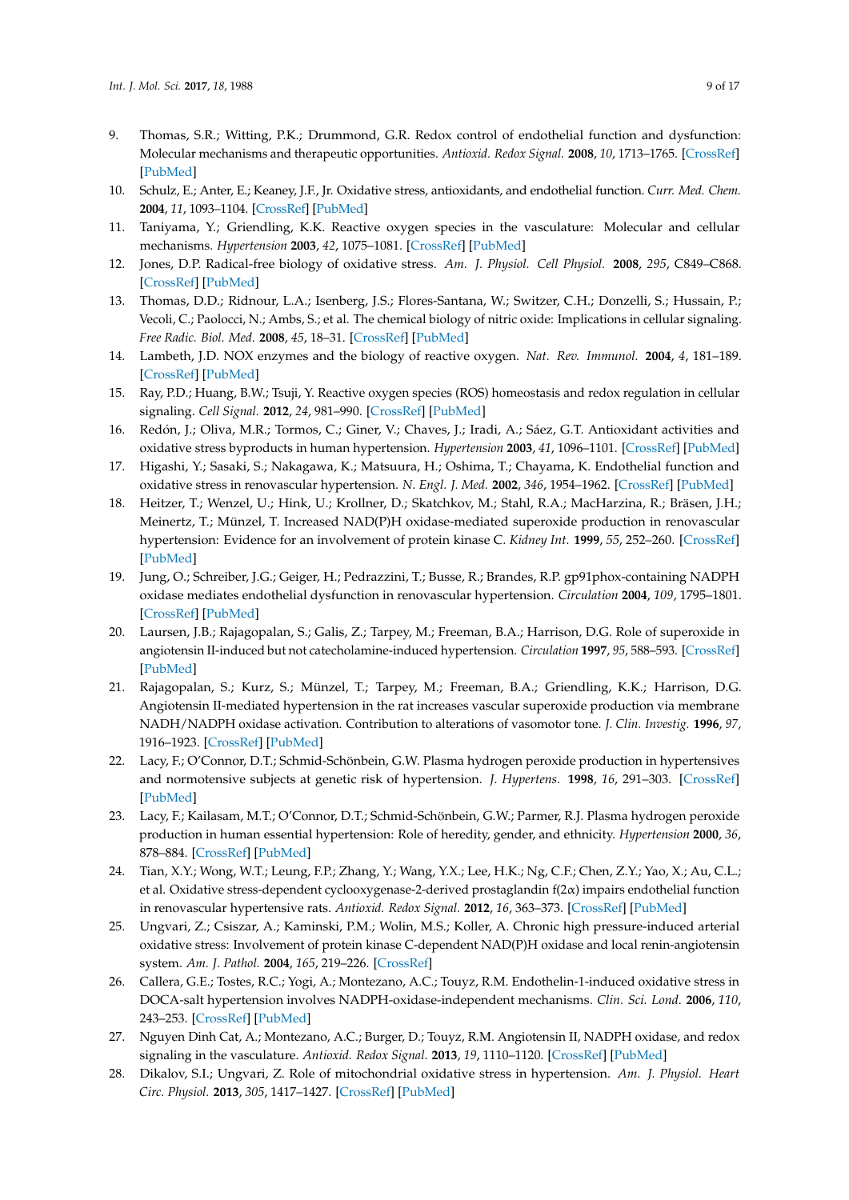9. Thomas, S.R.; Witting, P.K.; Drummond, G.R. Redox control of endothelial function and dysfunction: Molecular mechanisms and therapeutic opportunities. *Antioxid. Redox Signal.* **2008**, *10*, 1713–1765. [CrossRef] [PubMed]
10. Schulz, E.; Anter, E.; Keaney, J.F., Jr. Oxidative stress, antioxidants, and endothelial function. *Curr. Med. Chem.* **2004**, *11*, 1093–1104. [CrossRef] [PubMed]
11. Taniyama, Y.; Griendling, K.K. Reactive oxygen species in the vasculature: Molecular and cellular mechanisms. *Hypertension* **2003**, *42*, 1075–1081. [CrossRef] [PubMed]
12. Jones, D.P. Radical-free biology of oxidative stress. *Am. J. Physiol. Cell Physiol.* **2008**, *295*, C849–C868. [CrossRef] [PubMed]
13. Thomas, D.D.; Ridnour, L.A.; Isenberg, J.S.; Flores-Santana, W.; Switzer, C.H.; Donzelli, S.; Hussain, P.; Vecoli, C.; Paolocci, N.; Ambs, S.; et al. The chemical biology of nitric oxide: Implications in cellular signaling. *Free Radic. Biol. Med.* **2008**, *45*, 18–31. [CrossRef] [PubMed]
14. Lambeth, J.D. NOX enzymes and the biology of reactive oxygen. *Nat. Rev. Immunol.* **2004**, *4*, 181–189. [CrossRef] [PubMed]
15. Ray, P.D.; Huang, B.W.; Tsuji, Y. Reactive oxygen species (ROS) homeostasis and redox regulation in cellular signaling. *Cell Signal.* **2012**, *24*, 981–990. [CrossRef] [PubMed]
16. Redón, J.; Oliva, M.R.; Tormos, C.; Giner, V.; Chaves, J.; Iradi, A.; Sáez, G.T. Antioxidant activities and oxidative stress byproducts in human hypertension. *Hypertension* **2003**, *41*, 1096–1101. [CrossRef] [PubMed]
17. Higashi, Y.; Sasaki, S.; Nakagawa, K.; Matsuura, H.; Oshima, T.; Chayama, K. Endothelial function and oxidative stress in renovascular hypertension. *N. Engl. J. Med.* **2002**, *346*, 1954–1962. [CrossRef] [PubMed]
18. Heitzer, T.; Wenzel, U.; Hink, U.; Krollner, D.; Skatchkov, M.; Stahl, R.A.; MacHarzina, R.; Bräsen, J.H.; Meinertz, T.; Münzel, T. Increased NAD(P)H oxidase-mediated superoxide production in renovascular hypertension: Evidence for an involvement of protein kinase C. *Kidney Int.* **1999**, *55*, 252–260. [CrossRef] [PubMed]
19. Jung, O.; Schreiber, J.G.; Geiger, H.; Pedrazzini, T.; Busse, R.; Brandes, R.P. gp91phox-containing NADPH oxidase mediates endothelial dysfunction in renovascular hypertension. *Circulation* **2004**, *109*, 1795–1801. [CrossRef] [PubMed]
20. Laursen, J.B.; Rajagopalan, S.; Galis, Z.; Tarpey, M.; Freeman, B.A.; Harrison, D.G. Role of superoxide in angiotensin II-induced but not catecholamine-induced hypertension. *Circulation* **1997**, *95*, 588–593. [CrossRef] [PubMed]
21. Rajagopalan, S.; Kurz, S.; Münzel, T.; Tarpey, M.; Freeman, B.A.; Griendling, K.K.; Harrison, D.G. Angiotensin II-mediated hypertension in the rat increases vascular superoxide production via membrane NADH/NADPH oxidase activation. Contribution to alterations of vasomotor tone. *J. Clin. Investig.* **1996**, *97*, 1916–1923. [CrossRef] [PubMed]
22. Lacy, F.; O'Connor, D.T.; Schmid-Schönbein, G.W. Plasma hydrogen peroxide production in hypertensives and normotensive subjects at genetic risk of hypertension. *J. Hypertens.* **1998**, *16*, 291–303. [CrossRef] [PubMed]
23. Lacy, F.; Kailasam, M.T.; O'Connor, D.T.; Schmid-Schönbein, G.W.; Parmer, R.J. Plasma hydrogen peroxide production in human essential hypertension: Role of heredity, gender, and ethnicity. *Hypertension* **2000**, *36*, 878–884. [CrossRef] [PubMed]
24. Tian, X.Y.; Wong, W.T.; Leung, F.P.; Zhang, Y.; Wang, Y.X.; Lee, H.K.; Ng, C.F.; Chen, Z.Y.; Yao, X.; Au, C.L.; et al. Oxidative stress-dependent cyclooxygenase-2-derived prostaglandin f(2α) impairs endothelial function in renovascular hypertensive rats. *Antioxid. Redox Signal.* **2012**, *16*, 363–373. [CrossRef] [PubMed]
25. Ungvari, Z.; Csiszar, A.; Kaminski, P.M.; Wolin, M.S.; Koller, A. Chronic high pressure-induced arterial oxidative stress: Involvement of protein kinase C-dependent NAD(P)H oxidase and local renin-angiotensin system. *Am. J. Pathol.* **2004**, *165*, 219–226. [CrossRef]
26. Callera, G.E.; Tostes, R.C.; Yogi, A.; Montezano, A.C.; Touyz, R.M. Endothelin-1-induced oxidative stress in DOCA-salt hypertension involves NADPH-oxidase-independent mechanisms. *Clin. Sci. Lond.* **2006**, *110*, 243–253. [CrossRef] [PubMed]
27. Nguyen Dinh Cat, A.; Montezano, A.C.; Burger, D.; Touyz, R.M. Angiotensin II, NADPH oxidase, and redox signaling in the vasculature. *Antioxid. Redox Signal.* **2013**, *19*, 1110–1120. [CrossRef] [PubMed]
28. Dikalov, S.I.; Ungvari, Z. Role of mitochondrial oxidative stress in hypertension. *Am. J. Physiol. Heart Circ. Physiol.* **2013**, *305*, 1417–1427. [CrossRef] [PubMed]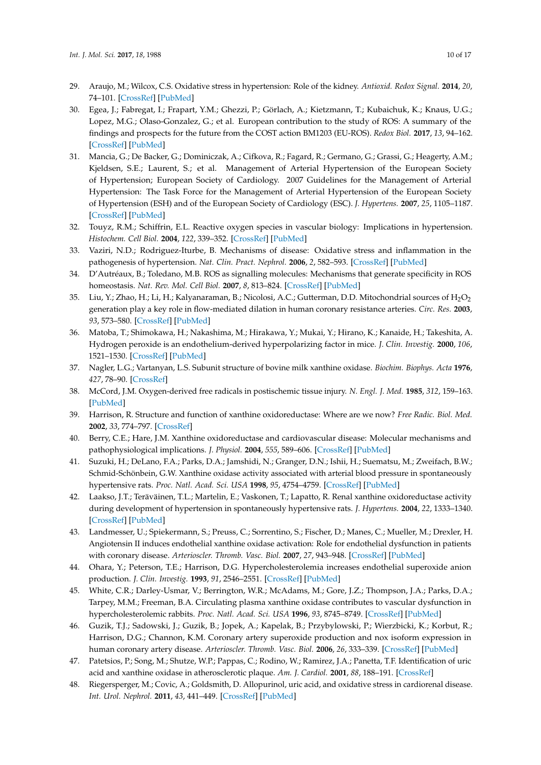29. Araujo, M.; Wilcox, C.S. Oxidative stress in hypertension: Role of the kidney. *Antioxid. Redox Signal.* **2014**, *20*, 74–101. [CrossRef] [PubMed]
30. Egea, J.; Fabregat, I.; Frapart, Y.M.; Ghezzi, P.; Görlach, A.; Kietzmann, T.; Kubaichuk, K.; Knaus, U.G.; Lopez, M.G.; Olaso-Gonzalez, G.; et al. European contribution to the study of ROS: A summary of the findings and prospects for the future from the COST action BM1203 (EU-ROS). *Redox Biol.* **2017**, *13*, 94–162. [CrossRef] [PubMed]
31. Mancia, G.; De Backer, G.; Dominiczak, A.; Cifkova, R.; Fagard, R.; Germano, G.; Grassi, G.; Heagerty, A.M.; Kjeldsen, S.E.; Laurent, S.; et al. Management of Arterial Hypertension of the European Society of Hypertension; European Society of Cardiology. 2007 Guidelines for the Management of Arterial Hypertension: The Task Force for the Management of Arterial Hypertension of the European Society of Hypertension (ESH) and of the European Society of Cardiology (ESC). *J. Hypertens.* **2007**, *25*, 1105–1187. [CrossRef] [PubMed]
32. Touyz, R.M.; Schiffrin, E.L. Reactive oxygen species in vascular biology: Implications in hypertension. *Histochem. Cell Biol.* **2004**, *122*, 339–352. [CrossRef] [PubMed]
33. Vaziri, N.D.; Rodriguez-Iturbe, B. Mechanisms of disease: Oxidative stress and inflammation in the pathogenesis of hypertension. *Nat. Clin. Pract. Nephrol.* **2006**, *2*, 582–593. [CrossRef] [PubMed]
34. D'Autréaux, B.; Toledano, M.B. ROS as signalling molecules: Mechanisms that generate specificity in ROS homeostasis. *Nat. Rev. Mol. Cell Biol.* **2007**, *8*, 813–824. [CrossRef] [PubMed]
35. Liu, Y.; Zhao, H.; Li, H.; Kalyanaraman, B.; Nicolosi, A.C.; Gutterman, D.D. Mitochondrial sources of $H_2O_2$ generation play a key role in flow-mediated dilation in human coronary resistance arteries. *Circ. Res.* **2003**, *93*, 573–580. [CrossRef] [PubMed]
36. Matoba, T.; Shimokawa, H.; Nakashima, M.; Hirakawa, Y.; Mukai, Y.; Hirano, K.; Kanaide, H.; Takeshita, A. Hydrogen peroxide is an endothelium-derived hyperpolarizing factor in mice. *J. Clin. Investig.* **2000**, *106*, 1521–1530. [CrossRef] [PubMed]
37. Nagler, L.G.; Vartanyan, L.S. Subunit structure of bovine milk xanthine oxidase. *Biochim. Biophys. Acta* **1976**, *427*, 78–90. [CrossRef]
38. McCord, J.M. Oxygen-derived free radicals in postischemic tissue injury. *N. Engl. J. Med.* **1985**, *312*, 159–163. [PubMed]
39. Harrison, R. Structure and function of xanthine oxidoreductase: Where are we now? *Free Radic. Biol. Med.* **2002**, *33*, 774–797. [CrossRef]
40. Berry, C.E.; Hare, J.M. Xanthine oxidoreductase and cardiovascular disease: Molecular mechanisms and pathophysiological implications. *J. Physiol.* **2004**, *555*, 589–606. [CrossRef] [PubMed]
41. Suzuki, H.; DeLano, F.A.; Parks, D.A.; Jamshidi, N.; Granger, D.N.; Ishii, H.; Suematsu, M.; Zweifach, B.W.; Schmid-Schönbein, G.W. Xanthine oxidase activity associated with arterial blood pressure in spontaneously hypertensive rats. *Proc. Natl. Acad. Sci. USA* **1998**, *95*, 4754–4759. [CrossRef] [PubMed]
42. Laakso, J.T.; Teräväinen, T.L.; Martelin, E.; Vaskonen, T.; Lapatto, R. Renal xanthine oxidoreductase activity during development of hypertension in spontaneously hypertensive rats. *J. Hypertens.* **2004**, *22*, 1333–1340. [CrossRef] [PubMed]
43. Landmesser, U.; Spiekermann, S.; Preuss, C.; Sorrentino, S.; Fischer, D.; Manes, C.; Mueller, M.; Drexler, H. Angiotensin II induces endothelial xanthine oxidase activation: Role for endothelial dysfunction in patients with coronary disease. *Arterioscler. Thromb. Vasc. Biol.* **2007**, *27*, 943–948. [CrossRef] [PubMed]
44. Ohara, Y.; Peterson, T.E.; Harrison, D.G. Hypercholesterolemia increases endothelial superoxide anion production. *J. Clin. Investig.* **1993**, *91*, 2546–2551. [CrossRef] [PubMed]
45. White, C.R.; Darley-Usmar, V.; Berrington, W.R.; McAdams, M.; Gore, J.Z.; Thompson, J.A.; Parks, D.A.; Tarpey, M.M.; Freeman, B.A. Circulating plasma xanthine oxidase contributes to vascular dysfunction in hypercholesterolemic rabbits. *Proc. Natl. Acad. Sci. USA* **1996**, *93*, 8745–8749. [CrossRef] [PubMed]
46. Guzik, T.J.; Sadowski, J.; Guzik, B.; Jopek, A.; Kapelak, B.; Przybylowski, P.; Wierzbicki, K.; Korbut, R.; Harrison, D.G.; Channon, K.M. Coronary artery superoxide production and nox isoform expression in human coronary artery disease. *Arterioscler. Thromb. Vasc. Biol.* **2006**, *26*, 333–339. [CrossRef] [PubMed]
47. Patetsios, P.; Song, M.; Shutze, W.P.; Pappas, C.; Rodino, W.; Ramirez, J.A.; Panetta, T.F. Identification of uric acid and xanthine oxidase in atherosclerotic plaque. *Am. J. Cardiol.* **2001**, *88*, 188–191. [CrossRef]
48. Riegersperger, M.; Covic, A.; Goldsmith, D. Allopurinol, uric acid, and oxidative stress in cardiorenal disease. *Int. Urol. Nephrol.* **2011**, *43*, 441–449. [CrossRef] [PubMed]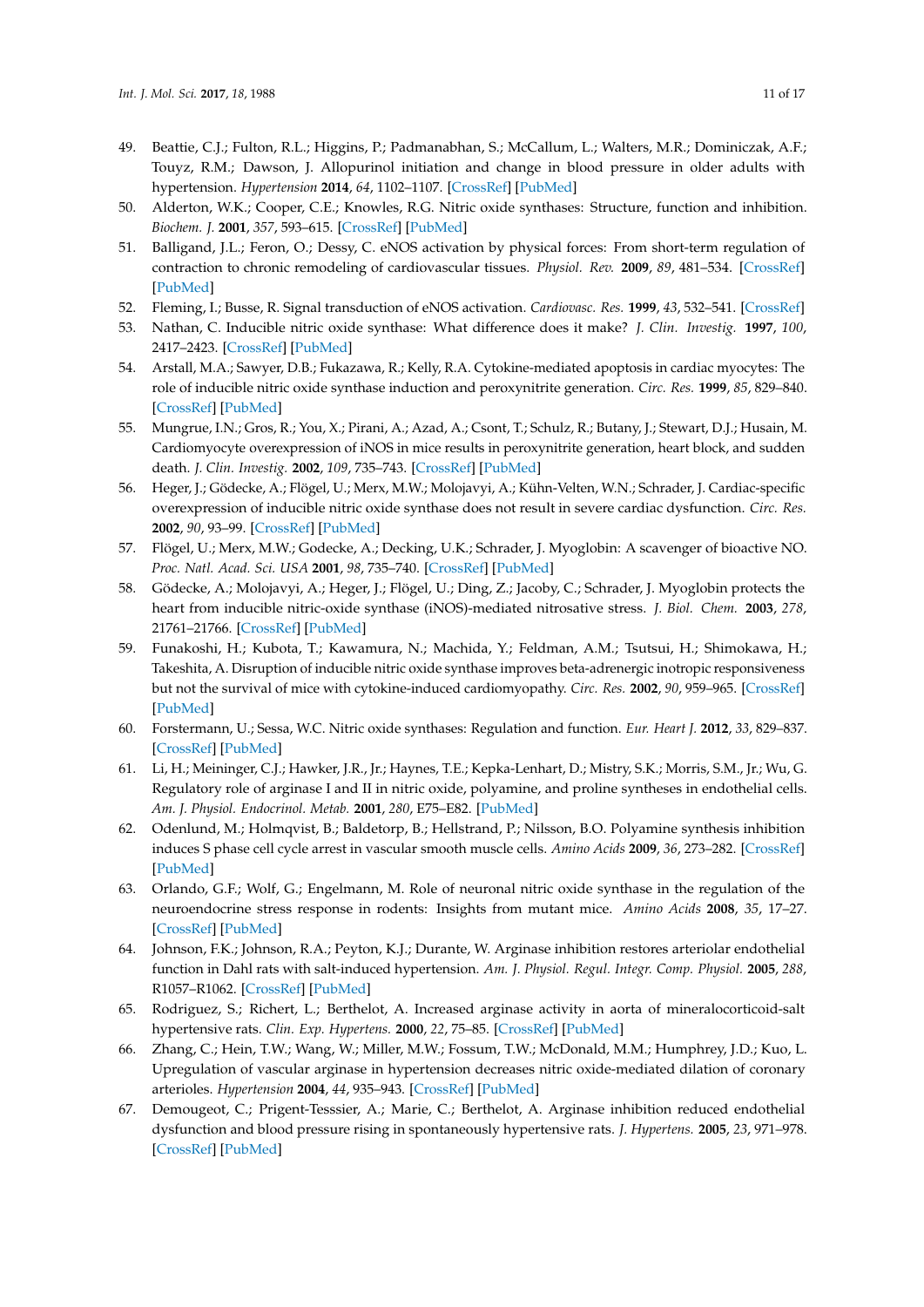49. Beattie, C.J.; Fulton, R.L.; Higgins, P.; Padmanabhan, S.; McCallum, L.; Walters, M.R.; Dominiczak, A.F.; Touyz, R.M.; Dawson, J. Allopurinol initiation and change in blood pressure in older adults with hypertension. *Hypertension* **2014**, *64*, 1102–1107. [CrossRef] [PubMed]
50. Alderton, W.K.; Cooper, C.E.; Knowles, R.G. Nitric oxide synthases: Structure, function and inhibition. *Biochem. J.* **2001**, *357*, 593–615. [CrossRef] [PubMed]
51. Balligand, J.L.; Feron, O.; Dessy, C. eNOS activation by physical forces: From short-term regulation of contraction to chronic remodeling of cardiovascular tissues. *Physiol. Rev.* **2009**, *89*, 481–534. [CrossRef] [PubMed]
52. Fleming, I.; Busse, R. Signal transduction of eNOS activation. *Cardiovasc. Res.* **1999**, *43*, 532–541. [CrossRef]
53. Nathan, C. Inducible nitric oxide synthase: What difference does it make? *J. Clin. Investig.* **1997**, *100*, 2417–2423. [CrossRef] [PubMed]
54. Arstall, M.A.; Sawyer, D.B.; Fukazawa, R.; Kelly, R.A. Cytokine-mediated apoptosis in cardiac myocytes: The role of inducible nitric oxide synthase induction and peroxynitrite generation. *Circ. Res.* **1999**, *85*, 829–840. [CrossRef] [PubMed]
55. Mungrue, I.N.; Gros, R.; You, X.; Pirani, A.; Azad, A.; Csont, T.; Schulz, R.; Butany, J.; Stewart, D.J.; Husain, M. Cardiomyocyte overexpression of iNOS in mice results in peroxynitrite generation, heart block, and sudden death. *J. Clin. Investig.* **2002**, *109*, 735–743. [CrossRef] [PubMed]
56. Heger, J.; Gödecke, A.; Flögel, U.; Merx, M.W.; Molojavyi, A.; Kühn-Velten, W.N.; Schrader, J. Cardiac-specific overexpression of inducible nitric oxide synthase does not result in severe cardiac dysfunction. *Circ. Res.* **2002**, *90*, 93–99. [CrossRef] [PubMed]
57. Flögel, U.; Merx, M.W.; Godecke, A.; Decking, U.K.; Schrader, J. Myoglobin: A scavenger of bioactive NO. *Proc. Natl. Acad. Sci. USA* **2001**, *98*, 735–740. [CrossRef] [PubMed]
58. Gödecke, A.; Molojavyi, A.; Heger, J.; Flögel, U.; Ding, Z.; Jacoby, C.; Schrader, J. Myoglobin protects the heart from inducible nitric-oxide synthase (iNOS)-mediated nitrosative stress. *J. Biol. Chem.* **2003**, *278*, 21761–21766. [CrossRef] [PubMed]
59. Funakoshi, H.; Kubota, T.; Kawamura, N.; Machida, Y.; Feldman, A.M.; Tsutsui, H.; Shimokawa, H.; Takeshita, A. Disruption of inducible nitric oxide synthase improves beta-adrenergic inotropic responsiveness but not the survival of mice with cytokine-induced cardiomyopathy. *Circ. Res.* **2002**, *90*, 959–965. [CrossRef] [PubMed]
60. Forstermann, U.; Sessa, W.C. Nitric oxide synthases: Regulation and function. *Eur. Heart J.* **2012**, *33*, 829–837. [CrossRef] [PubMed]
61. Li, H.; Meininger, C.J.; Hawker, J.R., Jr.; Haynes, T.E.; Kepka-Lenhart, D.; Mistry, S.K.; Morris, S.M., Jr.; Wu, G. Regulatory role of arginase I and II in nitric oxide, polyamine, and proline syntheses in endothelial cells. *Am. J. Physiol. Endocrinol. Metab.* **2001**, *280*, E75–E82. [PubMed]
62. Odenlund, M.; Holmqvist, B.; Baldetorp, B.; Hellstrand, P.; Nilsson, B.O. Polyamine synthesis inhibition induces S phase cell cycle arrest in vascular smooth muscle cells. *Amino Acids* **2009**, *36*, 273–282. [CrossRef] [PubMed]
63. Orlando, G.F.; Wolf, G.; Engelmann, M. Role of neuronal nitric oxide synthase in the regulation of the neuroendocrine stress response in rodents: Insights from mutant mice. *Amino Acids* **2008**, *35*, 17–27. [CrossRef] [PubMed]
64. Johnson, F.K.; Johnson, R.A.; Peyton, K.J.; Durante, W. Arginase inhibition restores arteriolar endothelial function in Dahl rats with salt-induced hypertension. *Am. J. Physiol. Regul. Integr. Comp. Physiol.* **2005**, *288*, R1057–R1062. [CrossRef] [PubMed]
65. Rodriguez, S.; Richert, L.; Berthelot, A. Increased arginase activity in aorta of mineralocorticoid-salt hypertensive rats. *Clin. Exp. Hypertens.* **2000**, *22*, 75–85. [CrossRef] [PubMed]
66. Zhang, C.; Hein, T.W.; Wang, W.; Miller, M.W.; Fossum, T.W.; McDonald, M.M.; Humphrey, J.D.; Kuo, L. Upregulation of vascular arginase in hypertension decreases nitric oxide-mediated dilation of coronary arterioles. *Hypertension* **2004**, *44*, 935–943. [CrossRef] [PubMed]
67. Demougeot, C.; Prigent-Tesssier, A.; Marie, C.; Berthelot, A. Arginase inhibition reduced endothelial dysfunction and blood pressure rising in spontaneously hypertensive rats. *J. Hypertens.* **2005**, *23*, 971–978. [CrossRef] [PubMed]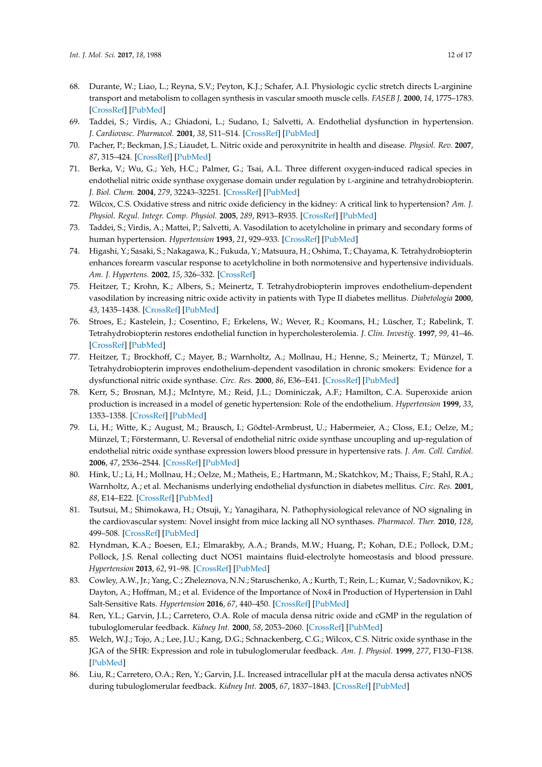68. Durante, W.; Liao, L.; Reyna, S.V.; Peyton, K.J.; Schafer, A.I. Physiologic cyclic stretch directs L-arginine transport and metabolism to collagen synthesis in vascular smooth muscle cells. *FASEB J.* **2000**, *14*, 1775–1783. [CrossRef] [PubMed]
69. Taddei, S.; Virdis, A.; Ghiadoni, L.; Sudano, I.; Salvetti, A. Endothelial dysfunction in hypertension. *J. Cardiovasc. Pharmacol.* **2001**, *38*, S11–S14. [CrossRef] [PubMed]
70. Pacher, P.; Beckman, J.S.; Liaudet, L. Nitric oxide and peroxynitrite in health and disease. *Physiol. Rev.* **2007**, *87*, 315–424. [CrossRef] [PubMed]
71. Berka, V.; Wu, G.; Yeh, H.C.; Palmer, G.; Tsai, A.L. Three different oxygen-induced radical species in endothelial nitric oxide synthase oxygenase domain under regulation by L-arginine and tetrahydrobiopterin. *J. Biol. Chem.* **2004**, *279*, 32243–32251. [CrossRef] [PubMed]
72. Wilcox, C.S. Oxidative stress and nitric oxide deficiency in the kidney: A critical link to hypertension? *Am. J. Physiol. Regul. Integr. Comp. Physiol.* **2005**, *289*, R913–R935. [CrossRef] [PubMed]
73. Taddei, S.; Virdis, A.; Mattei, P.; Salvetti, A. Vasodilation to acetylcholine in primary and secondary forms of human hypertension. *Hypertension* **1993**, *21*, 929–933. [CrossRef] [PubMed]
74. Higashi, Y.; Sasaki, S.; Nakagawa, K.; Fukuda, Y.; Matsuura, H.; Oshima, T.; Chayama, K. Tetrahydrobiopterin enhances forearm vascular response to acetylcholine in both normotensive and hypertensive individuals. *Am. J. Hypertens.* **2002**, *15*, 326–332. [CrossRef]
75. Heitzer, T.; Krohn, K.; Albers, S.; Meinertz, T. Tetrahydrobiopterin improves endothelium-dependent vasodilation by increasing nitric oxide activity in patients with Type II diabetes mellitus. *Diabetologia* **2000**, *43*, 1435–1438. [CrossRef] [PubMed]
76. Stroes, E.; Kastelein, J.; Cosentino, F.; Erkelens, W.; Wever, R.; Koomans, H.; Lüscher, T.; Rabelink, T. Tetrahydrobiopterin restores endothelial function in hypercholesterolemia. *J. Clin. Investig.* **1997**, *99*, 41–46. [CrossRef] [PubMed]
77. Heitzer, T.; Brockhoff, C.; Mayer, B.; Warnholtz, A.; Mollnau, H.; Henne, S.; Meinertz, T.; Münzel, T. Tetrahydrobiopterin improves endothelium-dependent vasodilation in chronic smokers: Evidence for a dysfunctional nitric oxide synthase. *Circ. Res.* **2000**, *86*, E36–E41. [CrossRef] [PubMed]
78. Kerr, S.; Brosnan, M.J.; McIntyre, M.; Reid, J.L.; Dominiczak, A.F.; Hamilton, C.A. Superoxide anion production is increased in a model of genetic hypertension: Role of the endothelium. *Hypertension* **1999**, *33*, 1353–1358. [CrossRef] [PubMed]
79. Li, H.; Witte, K.; August, M.; Brausch, I.; Gödtel-Armbrust, U.; Habermeier, A.; Closs, E.I.; Oelze, M.; Münzel, T.; Förstermann, U. Reversal of endothelial nitric oxide synthase uncoupling and up-regulation of endothelial nitric oxide synthase expression lowers blood pressure in hypertensive rats. *J. Am. Coll. Cardiol.* **2006**, *47*, 2536–2544. [CrossRef] [PubMed]
80. Hink, U.; Li, H.; Mollnau, H.; Oelze, M.; Matheis, E.; Hartmann, M.; Skatchkov, M.; Thaiss, F.; Stahl, R.A.; Warnholtz, A.; et al. Mechanisms underlying endothelial dysfunction in diabetes mellitus. *Circ. Res.* **2001**, *88*, E14–E22. [CrossRef] [PubMed]
81. Tsutsui, M.; Shimokawa, H.; Otsuji, Y.; Yanagihara, N. Pathophysiological relevance of NO signaling in the cardiovascular system: Novel insight from mice lacking all NO synthases. *Pharmacol. Ther.* **2010**, *128*, 499–508. [CrossRef] [PubMed]
82. Hyndman, K.A.; Boesen, E.I.; Elmarakby, A.A.; Brands, M.W.; Huang, P.; Kohan, D.E.; Pollock, D.M.; Pollock, J.S. Renal collecting duct NOS1 maintains fluid-electrolyte homeostasis and blood pressure. *Hypertension* **2013**, *62*, 91–98. [CrossRef] [PubMed]
83. Cowley, A.W., Jr.; Yang, C.; Zheleznova, N.N.; Staruschenko, A.; Kurth, T.; Rein, L.; Kumar, V.; Sadovnikov, K.; Dayton, A.; Hoffman, M.; et al. Evidence of the Importance of Nox4 in Production of Hypertension in Dahl Salt-Sensitive Rats. *Hypertension* **2016**, *67*, 440–450. [CrossRef] [PubMed]
84. Ren, Y.L.; Garvin, J.L.; Carretero, O.A. Role of macula densa nitric oxide and cGMP in the regulation of tubuloglomerular feedback. *Kidney Int.* **2000**, *58*, 2053–2060. [CrossRef] [PubMed]
85. Welch, W.J.; Tojo, A.; Lee, J.U.; Kang, D.G.; Schnackenberg, C.G.; Wilcox, C.S. Nitric oxide synthase in the JGA of the SHR: Expression and role in tubuloglomerular feedback. *Am. J. Physiol.* **1999**, *277*, F130–F138. [PubMed]
86. Liu, R.; Carretero, O.A.; Ren, Y.; Garvin, J.L. Increased intracellular pH at the macula densa activates nNOS during tubuloglomerular feedback. *Kidney Int.* **2005**, *67*, 1837–1843. [CrossRef] [PubMed]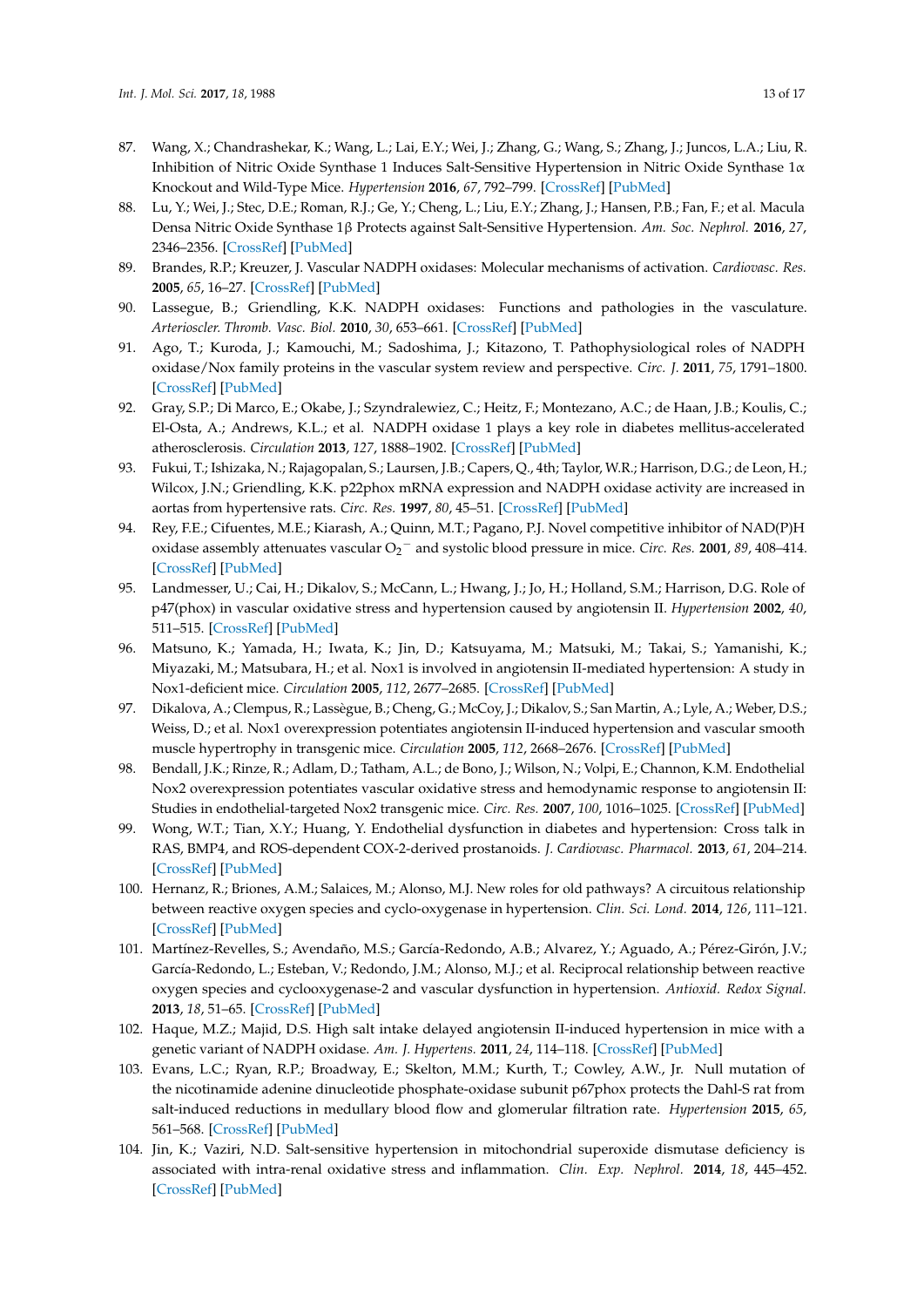87. Wang, X.; Chandrashekar, K.; Wang, L.; Lai, E.Y.; Wei, J.; Zhang, G.; Wang, S.; Zhang, J.; Juncos, L.A.; Liu, R. Inhibition of Nitric Oxide Synthase 1 Induces Salt-Sensitive Hypertension in Nitric Oxide Synthase 1α Knockout and Wild-Type Mice. *Hypertension* **2016**, *67*, 792–799. [CrossRef] [PubMed]
88. Lu, Y.; Wei, J.; Stec, D.E.; Roman, R.J.; Ge, Y.; Cheng, L.; Liu, E.Y.; Zhang, J.; Hansen, P.B.; Fan, F.; et al. Macula Densa Nitric Oxide Synthase 1β Protects against Salt-Sensitive Hypertension. *Am. Soc. Nephrol.* **2016**, *27*, 2346–2356. [CrossRef] [PubMed]
89. Brandes, R.P.; Kreuzer, J. Vascular NADPH oxidases: Molecular mechanisms of activation. *Cardiovasc. Res.* **2005**, *65*, 16–27. [CrossRef] [PubMed]
90. Lassegue, B.; Griendling, K.K. NADPH oxidases: Functions and pathologies in the vasculature. *Arterioscler. Thromb. Vasc. Biol.* **2010**, *30*, 653–661. [CrossRef] [PubMed]
91. Ago, T.; Kuroda, J.; Kamouchi, M.; Sadoshima, J.; Kitazono, T. Pathophysiological roles of NADPH oxidase/Nox family proteins in the vascular system review and perspective. *Circ. J.* **2011**, *75*, 1791–1800. [CrossRef] [PubMed]
92. Gray, S.P.; Di Marco, E.; Okabe, J.; Szyndralewiez, C.; Heitz, F.; Montezano, A.C.; de Haan, J.B.; Koulis, C.; El-Osta, A.; Andrews, K.L.; et al. NADPH oxidase 1 plays a key role in diabetes mellitus-accelerated atherosclerosis. *Circulation* **2013**, *127*, 1888–1902. [CrossRef] [PubMed]
93. Fukui, T.; Ishizaka, N.; Rajagopalan, S.; Laursen, J.B.; Capers, Q., 4th; Taylor, W.R.; Harrison, D.G.; de Leon, H.; Wilcox, J.N.; Griendling, K.K. p22phox mRNA expression and NADPH oxidase activity are increased in aortas from hypertensive rats. *Circ. Res.* **1997**, *80*, 45–51. [CrossRef] [PubMed]
94. Rey, F.E.; Cifuentes, M.E.; Kiarash, A.; Quinn, M.T.; Pagano, P.J. Novel competitive inhibitor of NAD(P)H oxidase assembly attenuates vascular $O_2^-$ and systolic blood pressure in mice. *Circ. Res.* **2001**, *89*, 408–414. [CrossRef] [PubMed]
95. Landmesser, U.; Cai, H.; Dikalov, S.; McCann, L.; Hwang, J.; Jo, H.; Holland, S.M.; Harrison, D.G. Role of p47(phox) in vascular oxidative stress and hypertension caused by angiotensin II. *Hypertension* **2002**, *40*, 511–515. [CrossRef] [PubMed]
96. Matsuno, K.; Yamada, H.; Iwata, K.; Jin, D.; Katsuyama, M.; Matsuki, M.; Takai, S.; Yamanishi, K.; Miyazaki, M.; Matsubara, H.; et al. Nox1 is involved in angiotensin II-mediated hypertension: A study in Nox1-deficient mice. *Circulation* **2005**, *112*, 2677–2685. [CrossRef] [PubMed]
97. Dikalova, A.; Clempus, R.; Lassègue, B.; Cheng, G.; McCoy, J.; Dikalov, S.; San Martin, A.; Lyle, A.; Weber, D.S.; Weiss, D.; et al. Nox1 overexpression potentiates angiotensin II-induced hypertension and vascular smooth muscle hypertrophy in transgenic mice. *Circulation* **2005**, *112*, 2668–2676. [CrossRef] [PubMed]
98. Bendall, J.K.; Rinze, R.; Adlam, D.; Tatham, A.L.; de Bono, J.; Wilson, N.; Volpi, E.; Channon, K.M. Endothelial Nox2 overexpression potentiates vascular oxidative stress and hemodynamic response to angiotensin II: Studies in endothelial-targeted Nox2 transgenic mice. *Circ. Res.* **2007**, *100*, 1016–1025. [CrossRef] [PubMed]
99. Wong, W.T.; Tian, X.Y.; Huang, Y. Endothelial dysfunction in diabetes and hypertension: Cross talk in RAS, BMP4, and ROS-dependent COX-2-derived prostanoids. *J. Cardiovasc. Pharmacol.* **2013**, *61*, 204–214. [CrossRef] [PubMed]
100. Hernanz, R.; Briones, A.M.; Salaices, M.; Alonso, M.J. New roles for old pathways? A circuitous relationship between reactive oxygen species and cyclo-oxygenase in hypertension. *Clin. Sci. Lond.* **2014**, *126*, 111–121. [CrossRef] [PubMed]
101. Martínez-Revelles, S.; Avendaño, M.S.; García-Redondo, A.B.; Alvarez, Y.; Aguado, A.; Pérez-Girón, J.V.; García-Redondo, L.; Esteban, V.; Redondo, J.M.; Alonso, M.J.; et al. Reciprocal relationship between reactive oxygen species and cyclooxygenase-2 and vascular dysfunction in hypertension. *Antioxid. Redox Signal.* **2013**, *18*, 51–65. [CrossRef] [PubMed]
102. Haque, M.Z.; Majid, D.S. High salt intake delayed angiotensin II-induced hypertension in mice with a genetic variant of NADPH oxidase. *Am. J. Hypertens.* **2011**, *24*, 114–118. [CrossRef] [PubMed]
103. Evans, L.C.; Ryan, R.P.; Broadway, E.; Skelton, M.M.; Kurth, T.; Cowley, A.W., Jr. Null mutation of the nicotinamide adenine dinucleotide phosphate-oxidase subunit p67phox protects the Dahl-S rat from salt-induced reductions in medullary blood flow and glomerular filtration rate. *Hypertension* **2015**, *65*, 561–568. [CrossRef] [PubMed]
104. Jin, K.; Vaziri, N.D. Salt-sensitive hypertension in mitochondrial superoxide dismutase deficiency is associated with intra-renal oxidative stress and inflammation. *Clin. Exp. Nephrol.* **2014**, *18*, 445–452. [CrossRef] [PubMed]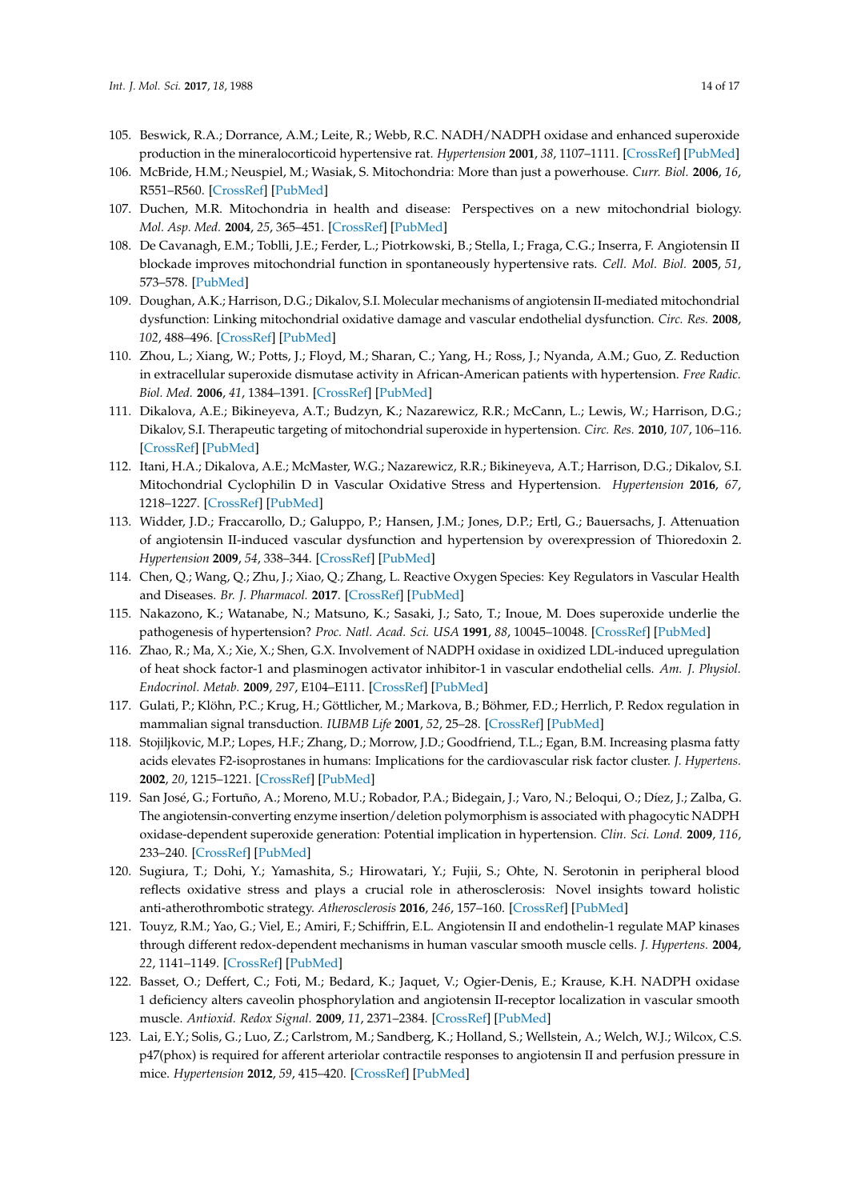105. Beswick, R.A.; Dorrance, A.M.; Leite, R.; Webb, R.C. NADH/NADPH oxidase and enhanced superoxide production in the mineralocorticoid hypertensive rat. *Hypertension* **2001**, *38*, 1107–1111. [CrossRef] [PubMed]
106. McBride, H.M.; Neuspiel, M.; Wasiak, S. Mitochondria: More than just a powerhouse. *Curr. Biol.* **2006**, *16*, R551–R560. [CrossRef] [PubMed]
107. Duchen, M.R. Mitochondria in health and disease: Perspectives on a new mitochondrial biology. *Mol. Asp. Med.* **2004**, *25*, 365–451. [CrossRef] [PubMed]
108. De Cavanagh, E.M.; Toblli, J.E.; Ferder, L.; Piotrkowski, B.; Stella, I.; Fraga, C.G.; Inserra, F. Angiotensin II blockade improves mitochondrial function in spontaneously hypertensive rats. *Cell. Mol. Biol.* **2005**, *51*, 573–578. [PubMed]
109. Doughan, A.K.; Harrison, D.G.; Dikalov, S.I. Molecular mechanisms of angiotensin II-mediated mitochondrial dysfunction: Linking mitochondrial oxidative damage and vascular endothelial dysfunction. *Circ. Res.* **2008**, *102*, 488–496. [CrossRef] [PubMed]
110. Zhou, L.; Xiang, W.; Potts, J.; Floyd, M.; Sharan, C.; Yang, H.; Ross, J.; Nyanda, A.M.; Guo, Z. Reduction in extracellular superoxide dismutase activity in African-American patients with hypertension. *Free Radic. Biol. Med.* **2006**, *41*, 1384–1391. [CrossRef] [PubMed]
111. Dikalova, A.E.; Bikineyeva, A.T.; Budzyn, K.; Nazarewicz, R.R.; McCann, L.; Lewis, W.; Harrison, D.G.; Dikalov, S.I. Therapeutic targeting of mitochondrial superoxide in hypertension. *Circ. Res.* **2010**, *107*, 106–116. [CrossRef] [PubMed]
112. Itani, H.A.; Dikalova, A.E.; McMaster, W.G.; Nazarewicz, R.R.; Bikineyeva, A.T.; Harrison, D.G.; Dikalov, S.I. Mitochondrial Cyclophilin D in Vascular Oxidative Stress and Hypertension. *Hypertension* **2016**, *67*, 1218–1227. [CrossRef] [PubMed]
113. Widder, J.D.; Fraccarollo, D.; Galuppo, P.; Hansen, J.M.; Jones, D.P.; Ertl, G.; Bauersachs, J. Attenuation of angiotensin II-induced vascular dysfunction and hypertension by overexpression of Thioredoxin 2. *Hypertension* **2009**, *54*, 338–344. [CrossRef] [PubMed]
114. Chen, Q.; Wang, Q.; Zhu, J.; Xiao, Q.; Zhang, L. Reactive Oxygen Species: Key Regulators in Vascular Health and Diseases. *Br. J. Pharmacol.* **2017**. [CrossRef] [PubMed]
115. Nakazono, K.; Watanabe, N.; Matsuno, K.; Sasaki, J.; Sato, T.; Inoue, M. Does superoxide underlie the pathogenesis of hypertension? *Proc. Natl. Acad. Sci. USA* **1991**, *88*, 10045–10048. [CrossRef] [PubMed]
116. Zhao, R.; Ma, X.; Xie, X.; Shen, G.X. Involvement of NADPH oxidase in oxidized LDL-induced upregulation of heat shock factor-1 and plasminogen activator inhibitor-1 in vascular endothelial cells. *Am. J. Physiol. Endocrinol. Metab.* **2009**, *297*, E104–E111. [CrossRef] [PubMed]
117. Gulati, P.; Klöhn, P.C.; Krug, H.; Göttlicher, M.; Markova, B.; Böhmer, F.D.; Herrlich, P. Redox regulation in mammalian signal transduction. *IUBMB Life* **2001**, *52*, 25–28. [CrossRef] [PubMed]
118. Stojiljkovic, M.P.; Lopes, H.F.; Zhang, D.; Morrow, J.D.; Goodfriend, T.L.; Egan, B.M. Increasing plasma fatty acids elevates F2-isoprostanes in humans: Implications for the cardiovascular risk factor cluster. *J. Hypertens.* **2002**, *20*, 1215–1221. [CrossRef] [PubMed]
119. San José, G.; Fortuño, A.; Moreno, M.U.; Robador, P.A.; Bidegain, J.; Varo, N.; Beloqui, O.; Díez, J.; Zalba, G. The angiotensin-converting enzyme insertion/deletion polymorphism is associated with phagocytic NADPH oxidase-dependent superoxide generation: Potential implication in hypertension. *Clin. Sci. Lond.* **2009**, *116*, 233–240. [CrossRef] [PubMed]
120. Sugiura, T.; Dohi, Y.; Yamashita, S.; Hirowatari, Y.; Fujii, S.; Ohte, N. Serotonin in peripheral blood reflects oxidative stress and plays a crucial role in atherosclerosis: Novel insights toward holistic anti-atherothrombotic strategy. *Atherosclerosis* **2016**, *246*, 157–160. [CrossRef] [PubMed]
121. Touyz, R.M.; Yao, G.; Viel, E.; Amiri, F.; Schiffrin, E.L. Angiotensin II and endothelin-1 regulate MAP kinases through different redox-dependent mechanisms in human vascular smooth muscle cells. *J. Hypertens.* **2004**, *22*, 1141–1149. [CrossRef] [PubMed]
122. Basset, O.; Deffert, C.; Foti, M.; Bedard, K.; Jaquet, V.; Ogier-Denis, E.; Krause, K.H. NADPH oxidase 1 deficiency alters caveolin phosphorylation and angiotensin II-receptor localization in vascular smooth muscle. *Antioxid. Redox Signal.* **2009**, *11*, 2371–2384. [CrossRef] [PubMed]
123. Lai, E.Y.; Solis, G.; Luo, Z.; Carlstrom, M.; Sandberg, K.; Holland, S.; Wellstein, A.; Welch, W.J.; Wilcox, C.S. p47(phox) is required for afferent arteriolar contractile responses to angiotensin II and perfusion pressure in mice. *Hypertension* **2012**, *59*, 415–420. [CrossRef] [PubMed]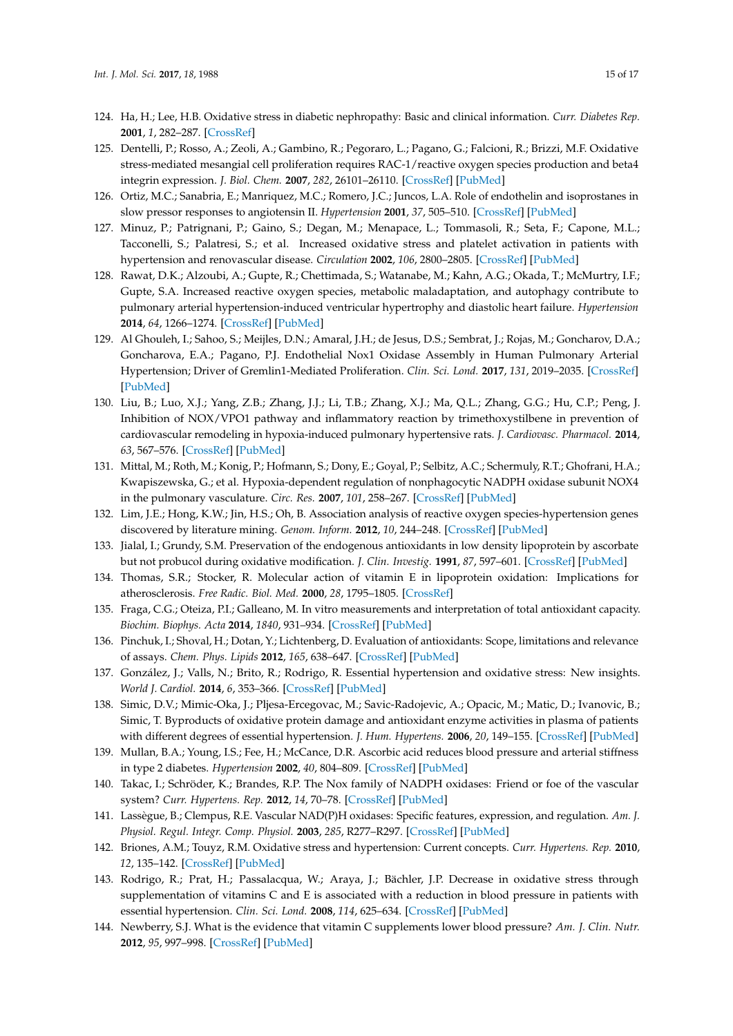124. Ha, H.; Lee, H.B. Oxidative stress in diabetic nephropathy: Basic and clinical information. *Curr. Diabetes Rep.* **2001**, *1*, 282–287. [CrossRef]
125. Dentelli, P.; Rosso, A.; Zeoli, A.; Gambino, R.; Pegoraro, L.; Pagano, G.; Falcioni, R.; Brizzi, M.F. Oxidative stress-mediated mesangial cell proliferation requires RAC-1/reactive oxygen species production and beta4 integrin expression. *J. Biol. Chem.* **2007**, *282*, 26101–26110. [CrossRef] [PubMed]
126. Ortiz, M.C.; Sanabria, E.; Manriquez, M.C.; Romero, J.C.; Juncos, L.A. Role of endothelin and isoprostanes in slow pressor responses to angiotensin II. *Hypertension* **2001**, *37*, 505–510. [CrossRef] [PubMed]
127. Minuz, P.; Patrignani, P.; Gaino, S.; Degan, M.; Menapace, L.; Tommasoli, R.; Seta, F.; Capone, M.L.; Tacconelli, S.; Palatresi, S.; et al. Increased oxidative stress and platelet activation in patients with hypertension and renovascular disease. *Circulation* **2002**, *106*, 2800–2805. [CrossRef] [PubMed]
128. Rawat, D.K.; Alzoubi, A.; Gupte, R.; Chettimada, S.; Watanabe, M.; Kahn, A.G.; Okada, T.; McMurtry, I.F.; Gupte, S.A. Increased reactive oxygen species, metabolic maladaptation, and autophagy contribute to pulmonary arterial hypertension-induced ventricular hypertrophy and diastolic heart failure. *Hypertension* **2014**, *64*, 1266–1274. [CrossRef] [PubMed]
129. Al Ghouleh, I.; Sahoo, S.; Meijles, D.N.; Amaral, J.H.; de Jesus, D.S.; Sembrat, J.; Rojas, M.; Goncharov, D.A.; Goncharova, E.A.; Pagano, P.J. Endothelial Nox1 Oxidase Assembly in Human Pulmonary Arterial Hypertension; Driver of Gremlin1-Mediated Proliferation. *Clin. Sci. Lond.* **2017**, *131*, 2019–2035. [CrossRef] [PubMed]
130. Liu, B.; Luo, X.J.; Yang, Z.B.; Zhang, J.J.; Li, T.B.; Zhang, X.J.; Ma, Q.L.; Zhang, G.G.; Hu, C.P.; Peng, J. Inhibition of NOX/VPO1 pathway and inflammatory reaction by trimethoxystilbene in prevention of cardiovascular remodeling in hypoxia-induced pulmonary hypertensive rats. *J. Cardiovasc. Pharmacol.* **2014**, *63*, 567–576. [CrossRef] [PubMed]
131. Mittal, M.; Roth, M.; Konig, P.; Hofmann, S.; Dony, E.; Goyal, P.; Selbitz, A.C.; Schermuly, R.T.; Ghofrani, H.A.; Kwapiszewska, G.; et al. Hypoxia-dependent regulation of nonphagocytic NADPH oxidase subunit NOX4 in the pulmonary vasculature. *Circ. Res.* **2007**, *101*, 258–267. [CrossRef] [PubMed]
132. Lim, J.E.; Hong, K.W.; Jin, H.S.; Oh, B. Association analysis of reactive oxygen species-hypertension genes discovered by literature mining. *Genom. Inform.* **2012**, *10*, 244–248. [CrossRef] [PubMed]
133. Jialal, I.; Grundy, S.M. Preservation of the endogenous antioxidants in low density lipoprotein by ascorbate but not probucol during oxidative modification. *J. Clin. Investig.* **1991**, *87*, 597–601. [CrossRef] [PubMed]
134. Thomas, S.R.; Stocker, R. Molecular action of vitamin E in lipoprotein oxidation: Implications for atherosclerosis. *Free Radic. Biol. Med.* **2000**, *28*, 1795–1805. [CrossRef]
135. Fraga, C.G.; Oteiza, P.I.; Galleano, M. In vitro measurements and interpretation of total antioxidant capacity. *Biochim. Biophys. Acta* **2014**, *1840*, 931–934. [CrossRef] [PubMed]
136. Pinchuk, I.; Shoval, H.; Dotan, Y.; Lichtenberg, D. Evaluation of antioxidants: Scope, limitations and relevance of assays. *Chem. Phys. Lipids* **2012**, *165*, 638–647. [CrossRef] [PubMed]
137. González, J.; Valls, N.; Brito, R.; Rodrigo, R. Essential hypertension and oxidative stress: New insights. *World J. Cardiol.* **2014**, *6*, 353–366. [CrossRef] [PubMed]
138. Simic, D.V.; Mimic-Oka, J.; Pljesa-Ercegovac, M.; Savic-Radojevic, A.; Opacic, M.; Matic, D.; Ivanovic, B.; Simic, T. Byproducts of oxidative protein damage and antioxidant enzyme activities in plasma of patients with different degrees of essential hypertension. *J. Hum. Hypertens.* **2006**, *20*, 149–155. [CrossRef] [PubMed]
139. Mullan, B.A.; Young, I.S.; Fee, H.; McCance, D.R. Ascorbic acid reduces blood pressure and arterial stiffness in type 2 diabetes. *Hypertension* **2002**, *40*, 804–809. [CrossRef] [PubMed]
140. Takac, I.; Schröder, K.; Brandes, R.P. The Nox family of NADPH oxidases: Friend or foe of the vascular system? *Curr. Hypertens. Rep.* **2012**, *14*, 70–78. [CrossRef] [PubMed]
141. Lassègue, B.; Clempus, R.E. Vascular NAD(P)H oxidases: Specific features, expression, and regulation. *Am. J. Physiol. Regul. Integr. Comp. Physiol.* **2003**, *285*, R277–R297. [CrossRef] [PubMed]
142. Briones, A.M.; Touyz, R.M. Oxidative stress and hypertension: Current concepts. *Curr. Hypertens. Rep.* **2010**, *12*, 135–142. [CrossRef] [PubMed]
143. Rodrigo, R.; Prat, H.; Passalacqua, W.; Araya, J.; Bächler, J.P. Decrease in oxidative stress through supplementation of vitamins C and E is associated with a reduction in blood pressure in patients with essential hypertension. *Clin. Sci. Lond.* **2008**, *114*, 625–634. [CrossRef] [PubMed]
144. Newberry, S.J. What is the evidence that vitamin C supplements lower blood pressure? *Am. J. Clin. Nutr.* **2012**, *95*, 997–998. [CrossRef] [PubMed]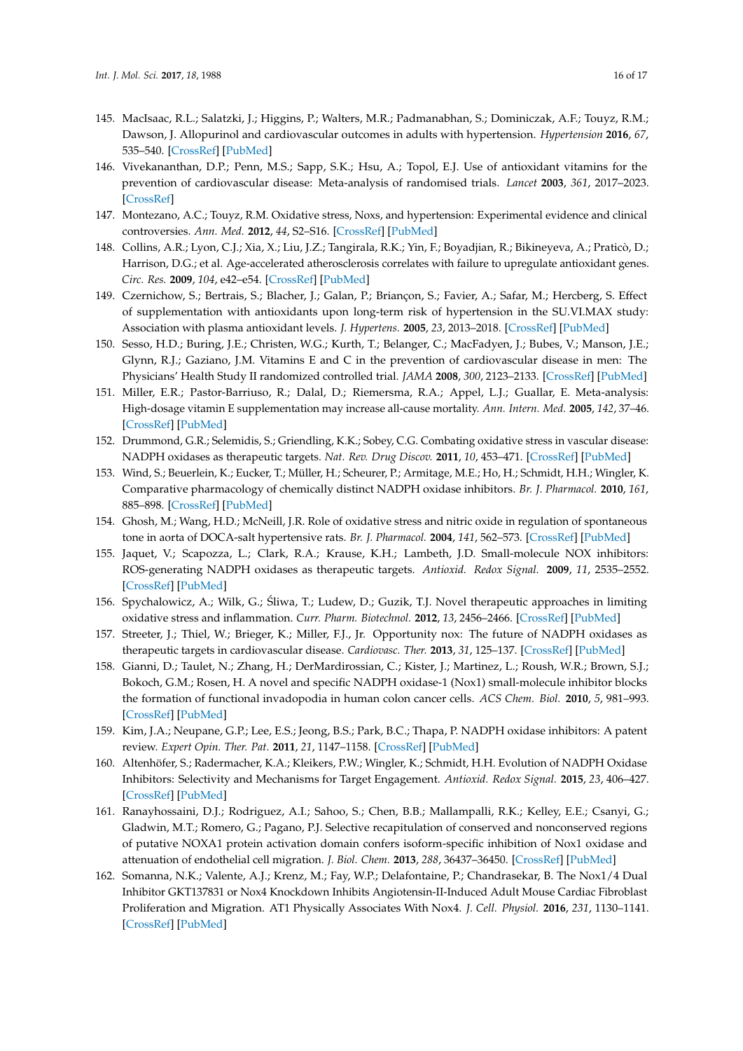145. MacIsaac, R.L.; Salatzki, J.; Higgins, P.; Walters, M.R.; Padmanabhan, S.; Dominiczak, A.F.; Touyz, R.M.; Dawson, J. Allopurinol and cardiovascular outcomes in adults with hypertension. *Hypertension* **2016**, *67*, 535–540. [CrossRef] [PubMed]
146. Vivekananthan, D.P.; Penn, M.S.; Sapp, S.K.; Hsu, A.; Topol, E.J. Use of antioxidant vitamins for the prevention of cardiovascular disease: Meta-analysis of randomised trials. *Lancet* **2003**, *361*, 2017–2023. [CrossRef]
147. Montezano, A.C.; Touyz, R.M. Oxidative stress, Noxs, and hypertension: Experimental evidence and clinical controversies. *Ann. Med.* **2012**, *44*, S2–S16. [CrossRef] [PubMed]
148. Collins, A.R.; Lyon, C.J.; Xia, X.; Liu, J.Z.; Tangirala, R.K.; Yin, F.; Boyadjian, R.; Bikineyeva, A.; Praticò, D.; Harrison, D.G.; et al. Age-accelerated atherosclerosis correlates with failure to upregulate antioxidant genes. *Circ. Res.* **2009**, *104*, e42–e54. [CrossRef] [PubMed]
149. Czernichow, S.; Bertrais, S.; Blacher, J.; Galan, P.; Briançon, S.; Favier, A.; Safar, M.; Hercberg, S. Effect of supplementation with antioxidants upon long-term risk of hypertension in the SU.VI.MAX study: Association with plasma antioxidant levels. *J. Hypertens.* **2005**, *23*, 2013–2018. [CrossRef] [PubMed]
150. Sesso, H.D.; Buring, J.E.; Christen, W.G.; Kurth, T.; Belanger, C.; MacFadyen, J.; Bubes, V.; Manson, J.E.; Glynn, R.J.; Gaziano, J.M. Vitamins E and C in the prevention of cardiovascular disease in men: The Physicians' Health Study II randomized controlled trial. *JAMA* **2008**, *300*, 2123–2133. [CrossRef] [PubMed]
151. Miller, E.R.; Pastor-Barriuso, R.; Dalal, D.; Riemersma, R.A.; Appel, L.J.; Guallar, E. Meta-analysis: High-dosage vitamin E supplementation may increase all-cause mortality. *Ann. Intern. Med.* **2005**, *142*, 37–46. [CrossRef] [PubMed]
152. Drummond, G.R.; Selemidis, S.; Griendling, K.K.; Sobey, C.G. Combating oxidative stress in vascular disease: NADPH oxidases as therapeutic targets. *Nat. Rev. Drug Discov.* **2011**, *10*, 453–471. [CrossRef] [PubMed]
153. Wind, S.; Beuerlein, K.; Eucker, T.; Müller, H.; Scheurer, P.; Armitage, M.E.; Ho, H.; Schmidt, H.H.; Wingler, K. Comparative pharmacology of chemically distinct NADPH oxidase inhibitors. *Br. J. Pharmacol.* **2010**, *161*, 885–898. [CrossRef] [PubMed]
154. Ghosh, M.; Wang, H.D.; McNeill, J.R. Role of oxidative stress and nitric oxide in regulation of spontaneous tone in aorta of DOCA-salt hypertensive rats. *Br. J. Pharmacol.* **2004**, *141*, 562–573. [CrossRef] [PubMed]
155. Jaquet, V.; Scapozza, L.; Clark, R.A.; Krause, K.H.; Lambeth, J.D. Small-molecule NOX inhibitors: ROS-generating NADPH oxidases as therapeutic targets. *Antioxid. Redox Signal.* **2009**, *11*, 2535–2552. [CrossRef] [PubMed]
156. Spychalowicz, A.; Wilk, G.; Śliwa, T.; Ludew, D.; Guzik, T.J. Novel therapeutic approaches in limiting oxidative stress and inflammation. *Curr. Pharm. Biotechnol.* **2012**, *13*, 2456–2466. [CrossRef] [PubMed]
157. Streeter, J.; Thiel, W.; Brieger, K.; Miller, F.J., Jr. Opportunity nox: The future of NADPH oxidases as therapeutic targets in cardiovascular disease. *Cardiovasc. Ther.* **2013**, *31*, 125–137. [CrossRef] [PubMed]
158. Gianni, D.; Taulet, N.; Zhang, H.; DerMardirossian, C.; Kister, J.; Martinez, L.; Roush, W.R.; Brown, S.J.; Bokoch, G.M.; Rosen, H. A novel and specific NADPH oxidase-1 (Nox1) small-molecule inhibitor blocks the formation of functional invadopodia in human colon cancer cells. *ACS Chem. Biol.* **2010**, *5*, 981–993. [CrossRef] [PubMed]
159. Kim, J.A.; Neupane, G.P.; Lee, E.S.; Jeong, B.S.; Park, B.C.; Thapa, P. NADPH oxidase inhibitors: A patent review. *Expert Opin. Ther. Pat.* **2011**, *21*, 1147–1158. [CrossRef] [PubMed]
160. Altenhöfer, S.; Radermacher, K.A.; Kleikers, P.W.; Wingler, K.; Schmidt, H.H. Evolution of NADPH Oxidase Inhibitors: Selectivity and Mechanisms for Target Engagement. *Antioxid. Redox Signal.* **2015**, *23*, 406–427. [CrossRef] [PubMed]
161. Ranayhossaini, D.J.; Rodriguez, A.I.; Sahoo, S.; Chen, B.B.; Mallampalli, R.K.; Kelley, E.E.; Csanyi, G.; Gladwin, M.T.; Romero, G.; Pagano, P.J. Selective recapitulation of conserved and nonconserved regions of putative NOXA1 protein activation domain confers isoform-specific inhibition of Nox1 oxidase and attenuation of endothelial cell migration. *J. Biol. Chem.* **2013**, *288*, 36437–36450. [CrossRef] [PubMed]
162. Somanna, N.K.; Valente, A.J.; Krenz, M.; Fay, W.P.; Delafontaine, P.; Chandrasekar, B. The Nox1/4 Dual Inhibitor GKT137831 or Nox4 Knockdown Inhibits Angiotensin-II-Induced Adult Mouse Cardiac Fibroblast Proliferation and Migration. AT1 Physically Associates With Nox4. *J. Cell. Physiol.* **2016**, *231*, 1130–1141. [CrossRef] [PubMed]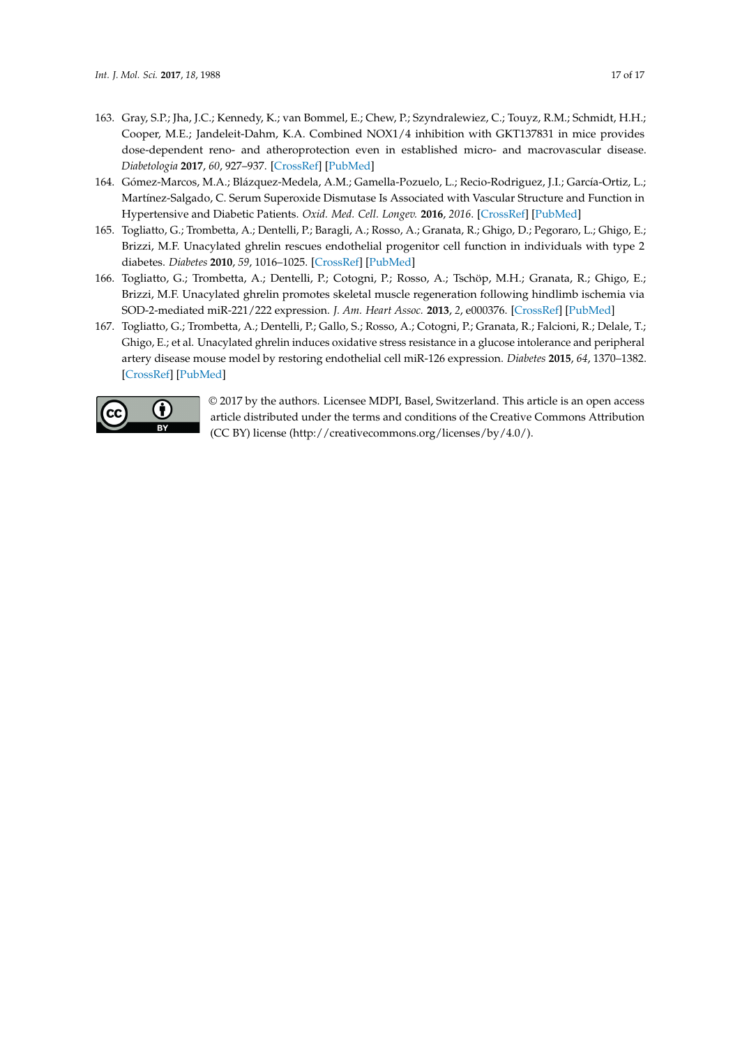163. Gray, S.P.; Jha, J.C.; Kennedy, K.; van Bommel, E.; Chew, P.; Szyndralewiez, C.; Touyz, R.M.; Schmidt, H.H.; Cooper, M.E.; Jandeleit-Dahm, K.A. Combined NOX1/4 inhibition with GKT137831 in mice provides dose-dependent reno- and atheroprotection even in established micro- and macrovascular disease. *Diabetologia* **2017**, *60*, 927–937. [CrossRef] [PubMed]
164. Gómez-Marcos, M.A.; Blázquez-Medela, A.M.; Gamella-Pozuelo, L.; Recio-Rodriguez, J.I.; García-Ortiz, L.; Martínez-Salgado, C. Serum Superoxide Dismutase Is Associated with Vascular Structure and Function in Hypertensive and Diabetic Patients. *Oxid. Med. Cell. Longev.* **2016**, *2016*. [CrossRef] [PubMed]
165. Togliatto, G.; Trombetta, A.; Dentelli, P.; Baragli, A.; Rosso, A.; Granata, R.; Ghigo, D.; Pegoraro, L.; Ghigo, E.; Brizzi, M.F. Unacylated ghrelin rescues endothelial progenitor cell function in individuals with type 2 diabetes. *Diabetes* **2010**, *59*, 1016–1025. [CrossRef] [PubMed]
166. Togliatto, G.; Trombetta, A.; Dentelli, P.; Cotogni, P.; Rosso, A.; Tschöp, M.H.; Granata, R.; Ghigo, E.; Brizzi, M.F. Unacylated ghrelin promotes skeletal muscle regeneration following hindlimb ischemia via SOD-2-mediated miR-221/222 expression. *J. Am. Heart Assoc.* **2013**, *2*, e000376. [CrossRef] [PubMed]
167. Togliatto, G.; Trombetta, A.; Dentelli, P.; Gallo, S.; Rosso, A.; Cotogni, P.; Granata, R.; Falcioni, R.; Delale, T.; Ghigo, E.; et al. Unacylated ghrelin induces oxidative stress resistance in a glucose intolerance and peripheral artery disease mouse model by restoring endothelial cell miR-126 expression. *Diabetes* **2015**, *64*, 1370–1382. [CrossRef] [PubMed]

© 2017 by the authors. Licensee MDPI, Basel, Switzerland. This article is an open access article distributed under the terms and conditions of the Creative Commons Attribution (CC BY) license (http://creativecommons.org/licenses/by/4.0/).